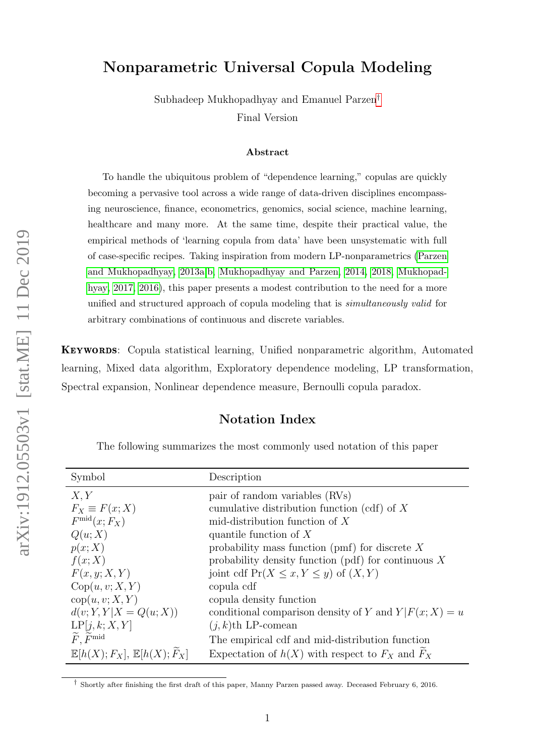# Nonparametric Universal Copula Modeling

Subhadeep Mukhopadhyay and Emanuel Parzen[†]

Final Version

### Abstract

To handle the ubiquitous problem of "dependence learning," copulas are quickly becoming a pervasive tool across a wide range of data-driven disciplines encompassing neuroscience, finance, econometrics, genomics, social science, machine learning, healthcare and many more. At the same time, despite their practical value, the empirical methods of 'learning copula from data' have been unsystematic with full of case-specific recipes. Taking inspiration from modern LP-nonparametrics (Parzen and Mukhopadhyay, 2013a,b, Mukhopadhyay and Parzen, 2014, 2018, Mukhopadhyay, 2017, 2016), this paper presents a modest contribution to the need for a more unified and structured approach of copula modeling that is *simultaneously valid* for arbitrary combinations of continuous and discrete variables.

**Keywords**: Copula statistical learning, Unified nonparametric algorithm, Automated learning, Mixed data algorithm, Exploratory dependence modeling, LP transformation, Spectral expansion, Nonlinear dependence measure, Bernoulli copula paradox.

## Notation Index

The following summarizes the most commonly used notation of this paper

| Symbol | Description |
|---|---|
| $X, Y$ | pair of random variables (RVs) |
| $F_X \equiv F(x;X)$ | cumulative distribution function (cdf) of $X$ |
| $F^{\text{mid}}(x;F_X)$ | mid-distribution function of $X$ |
| $Q(u;X)$ | quantile function of $X$ |
| $p(x;X)$ | probability mass function (pmf) for discrete $X$ |
| $f(x;X)$ | probability density function (pdf) for continuous $X$ |
| $F(x,y;X,Y)$ | joint cdf $\Pr(X \le x, Y \le y)$ of $(X,Y)$ |
| $\text{Cop}(u,v;X,Y)$ | copula cdf |
| $\text{cop}(u,v;X,Y)$ | copula density function |
| $d(v;Y,Y \vert X=Q(u;X))$ | conditional comparison density of $Y$ and $Y \vert F(x;X)=u$ |
| $\text{LP}[j,k;X,Y]$ | $(j,k)$th LP-comean |
| $\widetilde{F}, \widetilde{F}^{\text{mid}}$ | The empirical cdf and mid-distribution function |
| $\mathbb{E}[h(X);F_X]$, $\mathbb{E}[h(X);\widetilde{F}_X]$ | Expectation of $h(X)$ with respect to $F_X$ and $\widetilde{F}_X$ |

[†] Shortly after finishing the first draft of this paper, Manny Parzen passed away. Deceased February 6, 2016.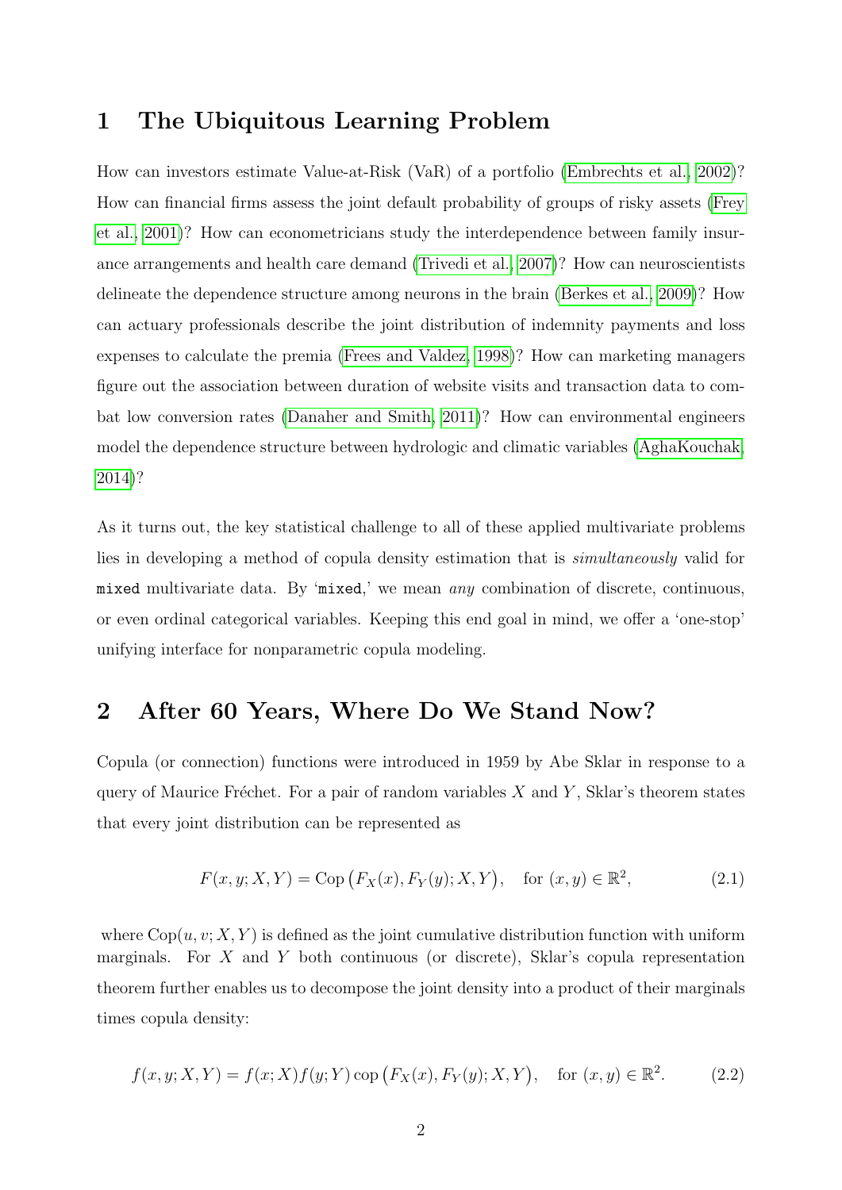## 1 The Ubiquitous Learning Problem

How can investors estimate Value-at-Risk (VaR) of a portfolio (Embrechts et al., 2002)? How can financial firms assess the joint default probability of groups of risky assets (Frey et al., 2001)? How can econometricians study the interdependence between family insurance arrangements and health care demand (Trivedi et al., 2007)? How can neuroscientists delineate the dependence structure among neurons in the brain (Berkes et al., 2009)? How can actuary professionals describe the joint distribution of indemnity payments and loss expenses to calculate the premia (Frees and Valdez, 1998)? How can marketing managers figure out the association between duration of website visits and transaction data to combat low conversion rates (Danaher and Smith, 2011)? How can environmental engineers model the dependence structure between hydrologic and climatic variables (AghaKouchak, 2014)?

As it turns out, the key statistical challenge to all of these applied multivariate problems lies in developing a method of copula density estimation that is *simultaneously* valid for `mixed` multivariate data. By '`mixed`,' we mean *any* combination of discrete, continuous, or even ordinal categorical variables. Keeping this end goal in mind, we offer a 'one-stop' unifying interface for nonparametric copula modeling.

## 2 After 60 Years, Where Do We Stand Now?

Copula (or connection) functions were introduced in 1959 by Abe Sklar in response to a query of Maurice Fréchet. For a pair of random variables $X$ and $Y$, Sklar's theorem states that every joint distribution can be represented as

$$F(x, y; X, Y) = \text{Cop}\big(F_X(x), F_Y(y); X, Y\big), \quad \text{for } (x, y) \in \mathbb{R}^2, \tag{2.1}$$

where $\text{Cop}(u, v; X, Y)$ is defined as the joint cumulative distribution function with uniform marginals. For $X$ and $Y$ both continuous (or discrete), Sklar's copula representation theorem further enables us to decompose the joint density into a product of their marginals times copula density:

$$f(x, y; X, Y) = f(x; X) f(y; Y)\, \text{cop}\big(F_X(x), F_Y(y); X, Y\big), \quad \text{for } (x, y) \in \mathbb{R}^2. \tag{2.2}$$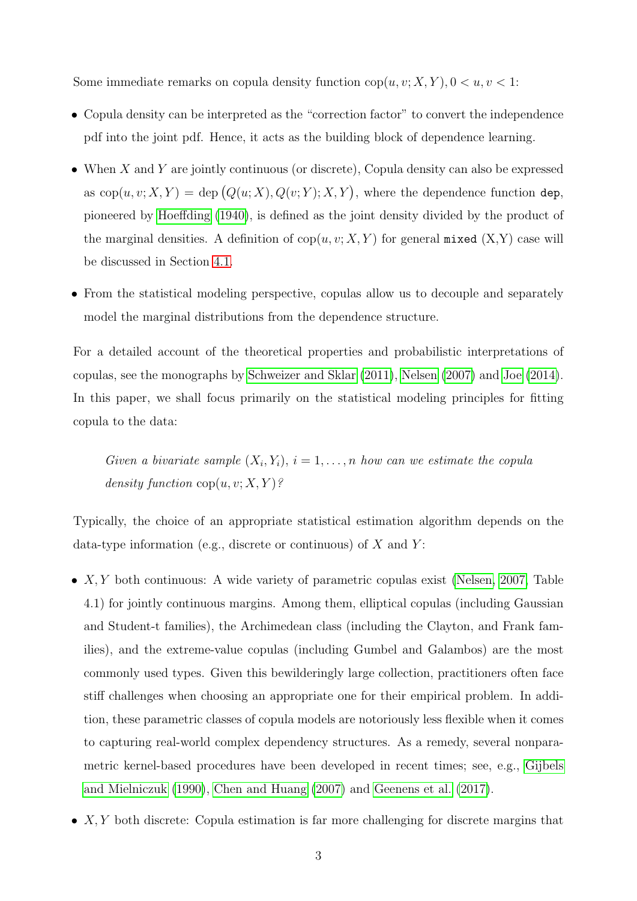Some immediate remarks on copula density function $\mathrm{cop}(u, v; X, Y), 0 < u, v < 1$:

- Copula density can be interpreted as the "correction factor" to convert the independence pdf into the joint pdf. Hence, it acts as the building block of dependence learning.
- When $X$ and $Y$ are jointly continuous (or discrete), Copula density can also be expressed as $\mathrm{cop}(u, v; X, Y) = \mathrm{dep}\big(Q(u; X), Q(v; Y); X, Y\big)$, where the dependence function `dep`, pioneered by Hoeffding (1940), is defined as the joint density divided by the product of the marginal densities. A definition of $\mathrm{cop}(u, v; X, Y)$ for general `mixed` (X,Y) case will be discussed in Section 4.1.
- From the statistical modeling perspective, copulas allow us to decouple and separately model the marginal distributions from the dependence structure.

For a detailed account of the theoretical properties and probabilistic interpretations of copulas, see the monographs by Schweizer and Sklar (2011), Nelsen (2007) and Joe (2014). In this paper, we shall focus primarily on the statistical modeling principles for fitting copula to the data:

> *Given a bivariate sample $(X_i, Y_i)$, $i = 1, \ldots, n$ how can we estimate the copula density function* $\mathrm{cop}(u, v; X, Y)$*?*

Typically, the choice of an appropriate statistical estimation algorithm depends on the data-type information (e.g., discrete or continuous) of $X$ and $Y$:

- $X, Y$ both continuous: A wide variety of parametric copulas exist (Nelsen, 2007, Table 4.1) for jointly continuous margins. Among them, elliptical copulas (including Gaussian and Student-t families), the Archimedean class (including the Clayton, and Frank families), and the extreme-value copulas (including Gumbel and Galambos) are the most commonly used types. Given this bewilderingly large collection, practitioners often face stiff challenges when choosing an appropriate one for their empirical problem. In addition, these parametric classes of copula models are notoriously less flexible when it comes to capturing real-world complex dependency structures. As a remedy, several nonparametric kernel-based procedures have been developed in recent times; see, e.g., Gijbels and Mielniczuk (1990), Chen and Huang (2007) and Geenens et al. (2017).
- $X, Y$ both discrete: Copula estimation is far more challenging for discrete margins that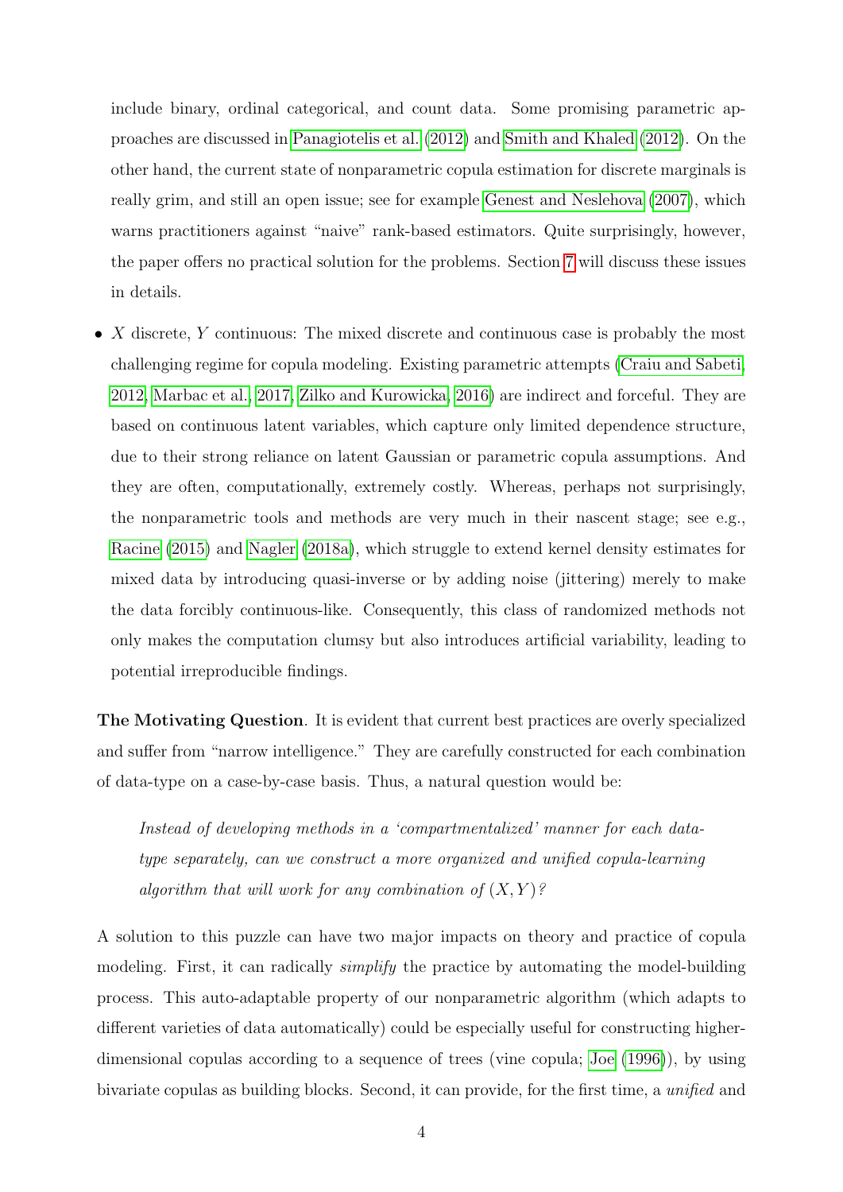include binary, ordinal categorical, and count data. Some promising parametric approaches are discussed in Panagiotelis et al. (2012) and Smith and Khaled (2012). On the other hand, the current state of nonparametric copula estimation for discrete marginals is really grim, and still an open issue; see for example Genest and Neslehova (2007), which warns practitioners against "naive" rank-based estimators. Quite surprisingly, however, the paper offers no practical solution for the problems. Section 7 will discuss these issues in details.

- $X$ discrete, $Y$ continuous: The mixed discrete and continuous case is probably the most challenging regime for copula modeling. Existing parametric attempts (Craiu and Sabeti, 2012, Marbac et al., 2017, Zilko and Kurowicka, 2016) are indirect and forceful. They are based on continuous latent variables, which capture only limited dependence structure, due to their strong reliance on latent Gaussian or parametric copula assumptions. And they are often, computationally, extremely costly. Whereas, perhaps not surprisingly, the nonparametric tools and methods are very much in their nascent stage; see e.g., Racine (2015) and Nagler (2018a), which struggle to extend kernel density estimates for mixed data by introducing quasi-inverse or by adding noise (jittering) merely to make the data forcibly continuous-like. Consequently, this class of randomized methods not only makes the computation clumsy but also introduces artificial variability, leading to potential irreproducible findings.

**The Motivating Question**. It is evident that current best practices are overly specialized and suffer from "narrow intelligence." They are carefully constructed for each combination of data-type on a case-by-case basis. Thus, a natural question would be:

> *Instead of developing methods in a 'compartmentalized' manner for each data-type separately, can we construct a more organized and unified copula-learning algorithm that will work for any combination of $(X, Y)$?*

A solution to this puzzle can have two major impacts on theory and practice of copula modeling. First, it can radically *simplify* the practice by automating the model-building process. This auto-adaptable property of our nonparametric algorithm (which adapts to different varieties of data automatically) could be especially useful for constructing higher-dimensional copulas according to a sequence of trees (vine copula; Joe (1996)), by using bivariate copulas as building blocks. Second, it can provide, for the first time, a *unified* and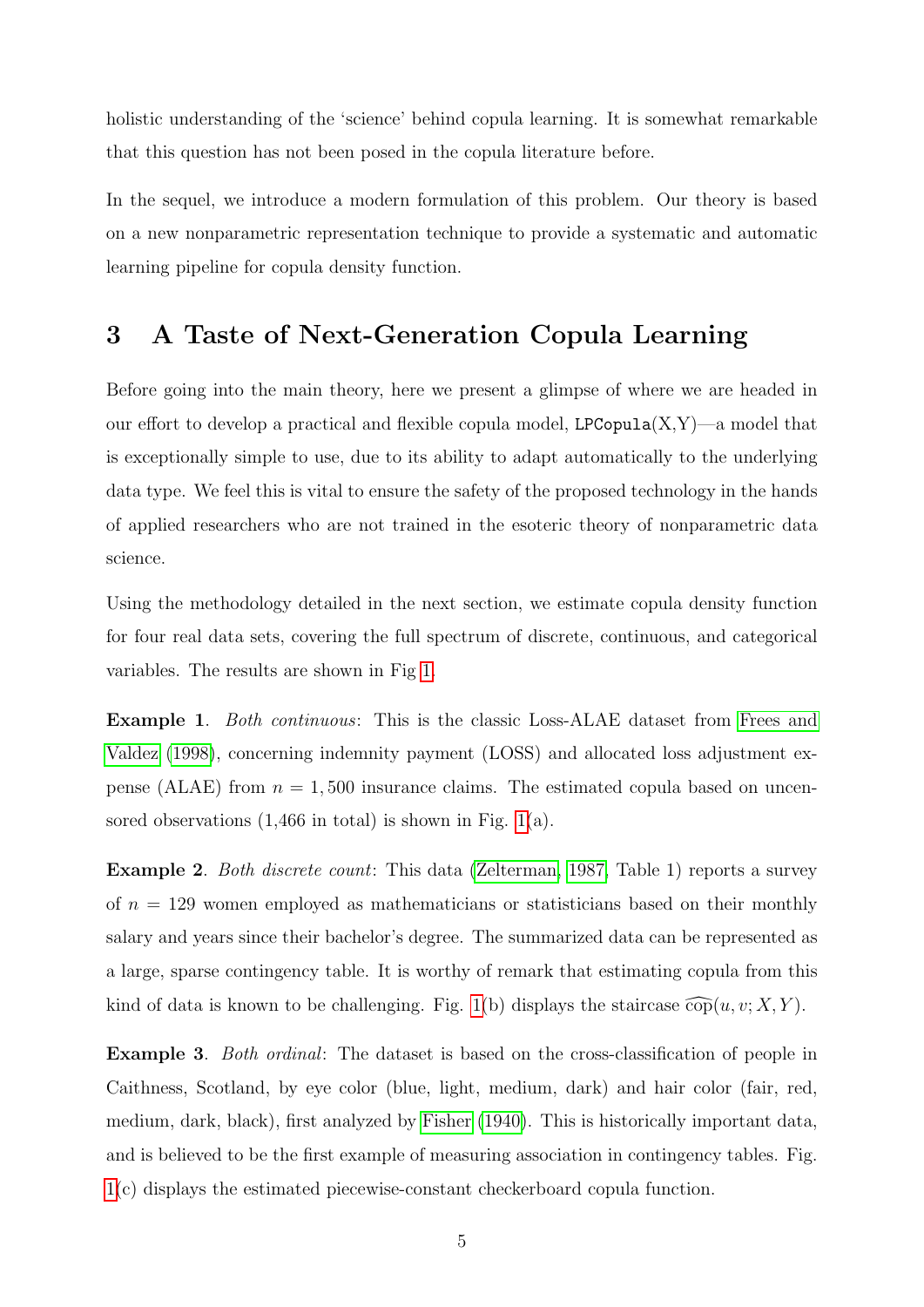holistic understanding of the 'science' behind copula learning. It is somewhat remarkable that this question has not been posed in the copula literature before.

In the sequel, we introduce a modern formulation of this problem. Our theory is based on a new nonparametric representation technique to provide a systematic and automatic learning pipeline for copula density function.

## 3 A Taste of Next-Generation Copula Learning

Before going into the main theory, here we present a glimpse of where we are headed in our effort to develop a practical and flexible copula model, `LPCopula`(X,Y)—a model that is exceptionally simple to use, due to its ability to adapt automatically to the underlying data type. We feel this is vital to ensure the safety of the proposed technology in the hands of applied researchers who are not trained in the esoteric theory of nonparametric data science.

Using the methodology detailed in the next section, we estimate copula density function for four real data sets, covering the full spectrum of discrete, continuous, and categorical variables. The results are shown in Fig 1.

**Example 1**. *Both continuous*: This is the classic Loss-ALAE dataset from Frees and Valdez (1998), concerning indemnity payment (LOSS) and allocated loss adjustment expense (ALAE) from $n = 1,500$ insurance claims. The estimated copula based on uncensored observations (1,466 in total) is shown in Fig. 1(a).

**Example 2**. *Both discrete count*: This data (Zelterman, 1987, Table 1) reports a survey of $n = 129$ women employed as mathematicians or statisticians based on their monthly salary and years since their bachelor's degree. The summarized data can be represented as a large, sparse contingency table. It is worthy of remark that estimating copula from this kind of data is known to be challenging. Fig. 1(b) displays the staircase $\widehat{\text{cop}}(u, v; X, Y)$.

**Example 3**. *Both ordinal*: The dataset is based on the cross-classification of people in Caithness, Scotland, by eye color (blue, light, medium, dark) and hair color (fair, red, medium, dark, black), first analyzed by Fisher (1940). This is historically important data, and is believed to be the first example of measuring association in contingency tables. Fig. 1(c) displays the estimated piecewise-constant checkerboard copula function.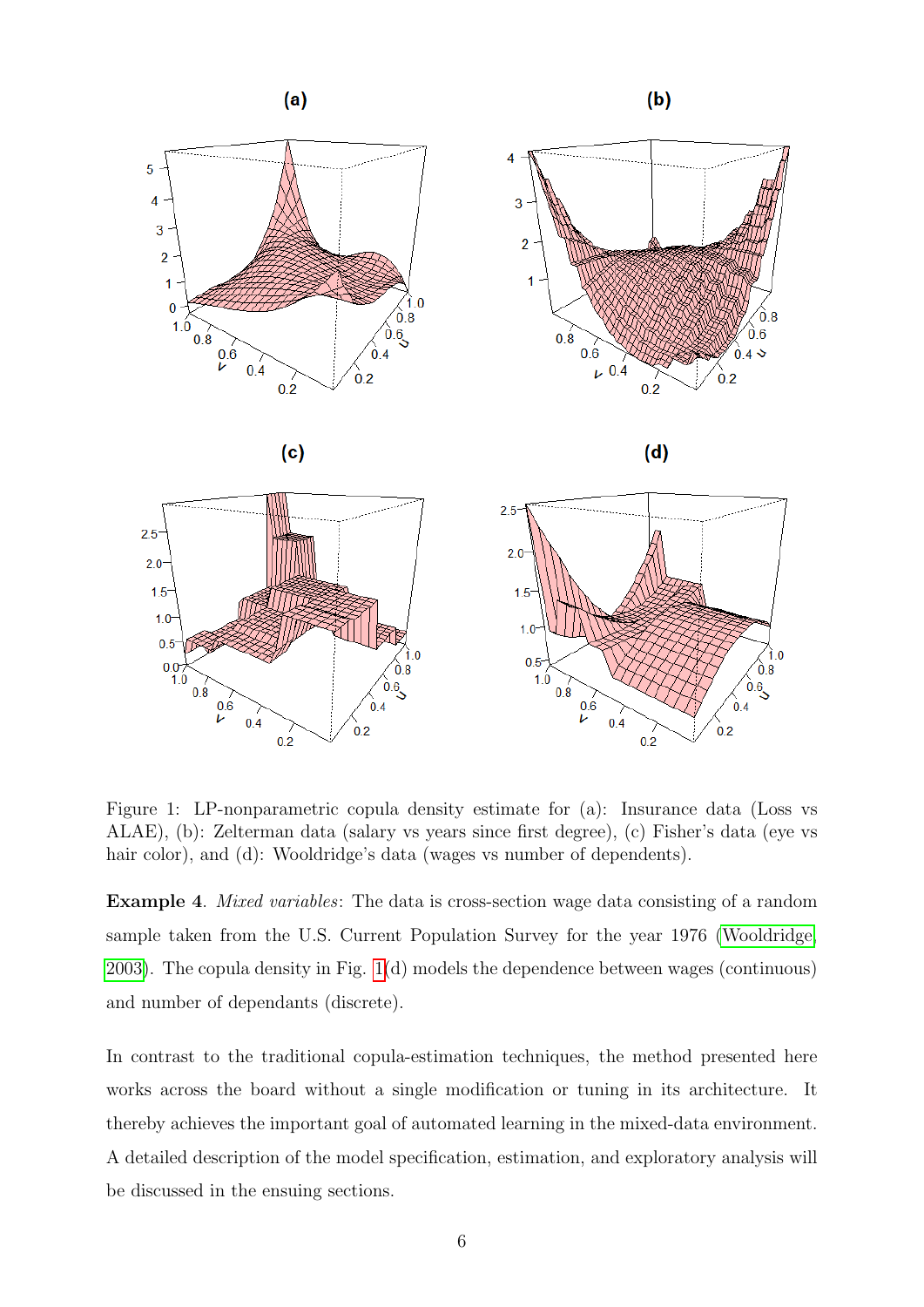Figure 1: LP-nonparametric copula density estimate for (a): Insurance data (Loss vs ALAE), (b): Zelterman data (salary vs years since first degree), (c) Fisher's data (eye vs hair color), and (d): Wooldridge's data (wages vs number of dependents).

**Example 4**. *Mixed variables*: The data is cross-section wage data consisting of a random sample taken from the U.S. Current Population Survey for the year 1976 (Wooldridge, 2003). The copula density in Fig. 1(d) models the dependence between wages (continuous) and number of dependants (discrete).

In contrast to the traditional copula-estimation techniques, the method presented here works across the board without a single modification or tuning in its architecture. It thereby achieves the important goal of automated learning in the mixed-data environment. A detailed description of the model specification, estimation, and exploratory analysis will be discussed in the ensuing sections.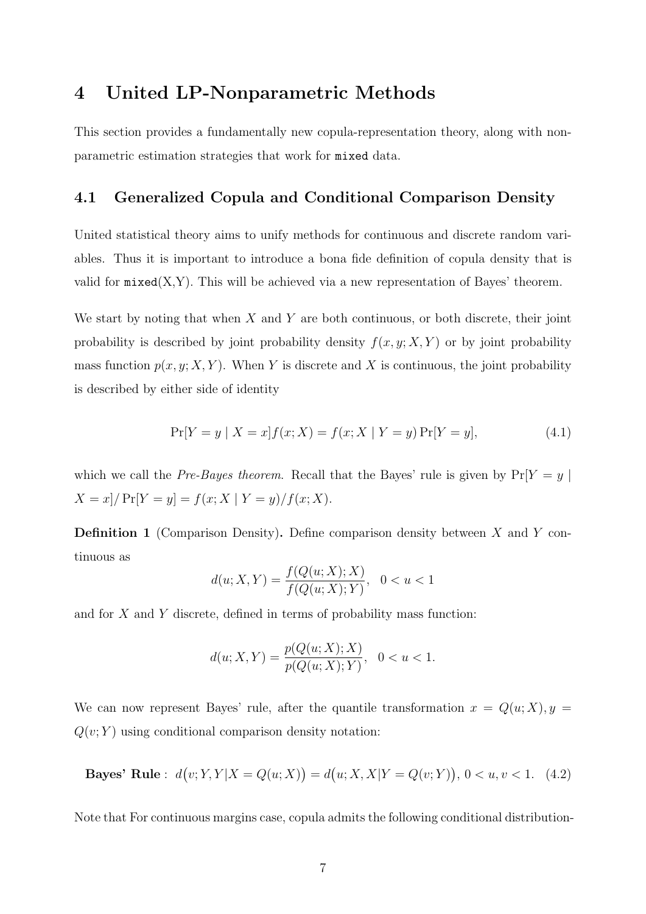# 4 United LP-Nonparametric Methods

This section provides a fundamentally new copula-representation theory, along with nonparametric estimation strategies that work for `mixed` data.

## 4.1 Generalized Copula and Conditional Comparison Density

United statistical theory aims to unify methods for continuous and discrete random variables. Thus it is important to introduce a bona fide definition of copula density that is valid for `mixed`(X,Y). This will be achieved via a new representation of Bayes' theorem.

We start by noting that when $X$ and $Y$ are both continuous, or both discrete, their joint probability is described by joint probability density $f(x, y; X, Y)$ or by joint probability mass function $p(x, y; X, Y)$. When $Y$ is discrete and $X$ is continuous, the joint probability is described by either side of identity

$$\Pr[Y = y \mid X = x] f(x; X) = f(x; X \mid Y = y) \Pr[Y = y], \tag{4.1}$$

which we call the *Pre-Bayes theorem*. Recall that the Bayes' rule is given by $\Pr[Y = y \mid X = x] / \Pr[Y = y] = f(x; X \mid Y = y) / f(x; X)$.

**Definition 1** (Comparison Density)**.** Define comparison density between $X$ and $Y$ continuous as

$$d(u; X, Y) = \frac{f(Q(u; X); X)}{f(Q(u; X); Y)}, \quad 0 < u < 1$$

and for $X$ and $Y$ discrete, defined in terms of probability mass function:

$$d(u; X, Y) = \frac{p(Q(u; X); X)}{p(Q(u; X); Y)}, \quad 0 < u < 1.$$

We can now represent Bayes' rule, after the quantile transformation $x = Q(u; X), y = Q(v; Y)$ using conditional comparison density notation:

$$\textbf{Bayes' Rule}: \; d\big(v; Y, Y|X = Q(u; X)\big) = d\big(u; X, X|Y = Q(v; Y)\big), \; 0 < u, v < 1. \tag{4.2}$$

Note that For continuous margins case, copula admits the following conditional distribution-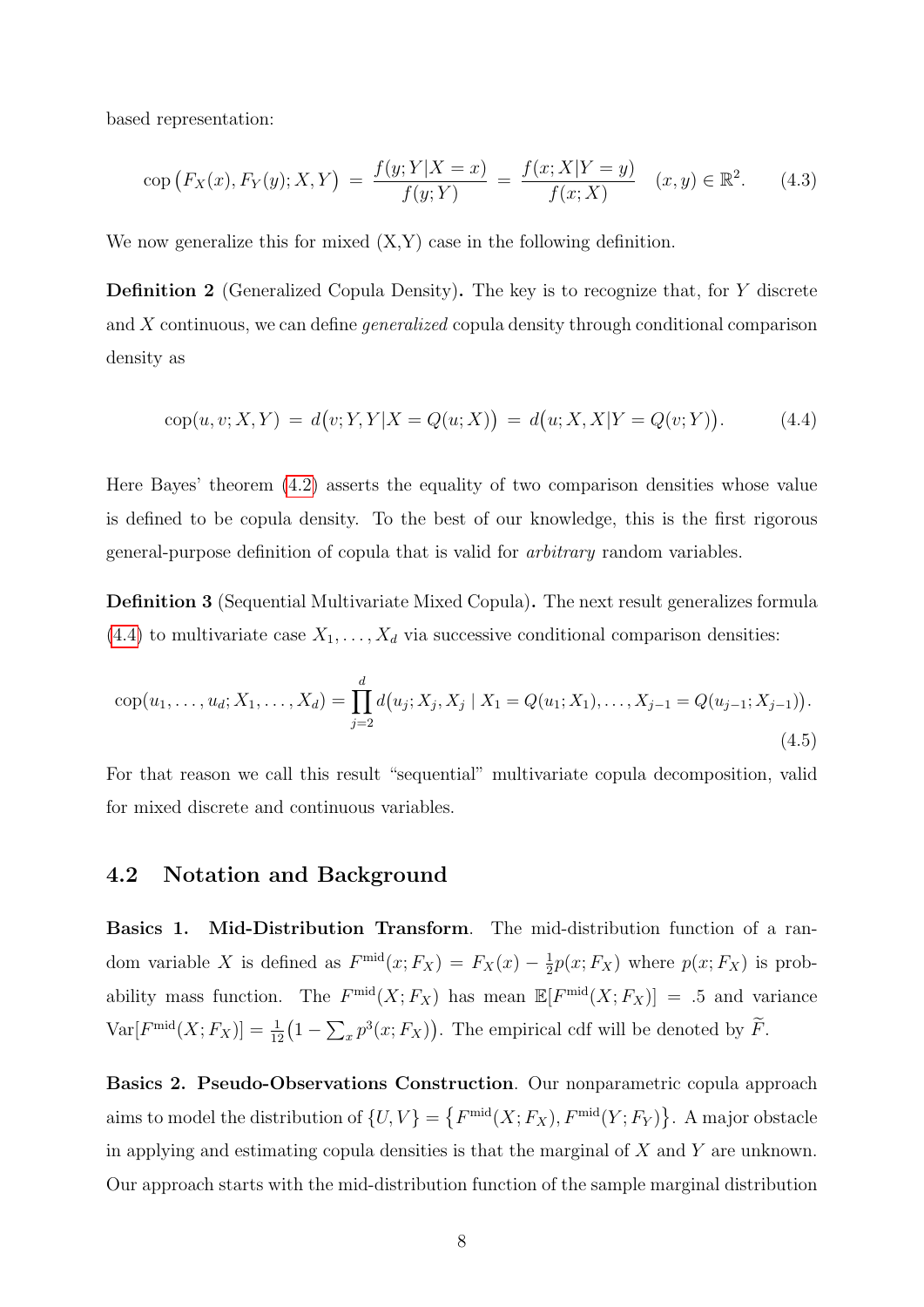based representation:

$$\text{cop}\big(F_X(x), F_Y(y); X, Y\big) \;=\; \frac{f(y; Y|X=x)}{f(y;Y)} \;=\; \frac{f(x; X|Y=y)}{f(x;X)} \quad (x,y) \in \mathbb{R}^2. \tag{4.3}$$

We now generalize this for mixed (X,Y) case in the following definition.

**Definition 2** (Generalized Copula Density)**.** The key is to recognize that, for $Y$ discrete and $X$ continuous, we can define *generalized* copula density through conditional comparison density as

$$\text{cop}(u, v; X, Y) \;=\; d\big(v; Y, Y|X = Q(u;X)\big) \;=\; d\big(u; X, X|Y = Q(v;Y)\big). \tag{4.4}$$

Here Bayes' theorem (4.2) asserts the equality of two comparison densities whose value is defined to be copula density. To the best of our knowledge, this is the first rigorous general-purpose definition of copula that is valid for *arbitrary* random variables.

**Definition 3** (Sequential Multivariate Mixed Copula)**.** The next result generalizes formula (4.4) to multivariate case $X_1, \ldots, X_d$ via successive conditional comparison densities:

$$\text{cop}(u_1, \ldots, u_d; X_1, \ldots, X_d) = \prod_{j=2}^{d} d\big(u_j; X_j, X_j \mid X_1 = Q(u_1; X_1), \ldots, X_{j-1} = Q(u_{j-1}; X_{j-1})\big). \tag{4.5}$$

For that reason we call this result "sequential" multivariate copula decomposition, valid for mixed discrete and continuous variables.

## 4.2 Notation and Background

**Basics 1. Mid-Distribution Transform**. The mid-distribution function of a random variable $X$ is defined as $F^{\text{mid}}(x; F_X) = F_X(x) - \frac{1}{2}p(x; F_X)$ where $p(x; F_X)$ is probability mass function. The $F^{\text{mid}}(X; F_X)$ has mean $\mathbb{E}[F^{\text{mid}}(X; F_X)] = .5$ and variance $\text{Var}[F^{\text{mid}}(X; F_X)] = \frac{1}{12}\big(1 - \sum_x p^3(x; F_X)\big)$. The empirical cdf will be denoted by $\widetilde{F}$.

**Basics 2. Pseudo-Observations Construction**. Our nonparametric copula approach aims to model the distribution of $\{U, V\} = \big\{F^{\text{mid}}(X; F_X), F^{\text{mid}}(Y; F_Y)\big\}$. A major obstacle in applying and estimating copula densities is that the marginal of $X$ and $Y$ are unknown. Our approach starts with the mid-distribution function of the sample marginal distribution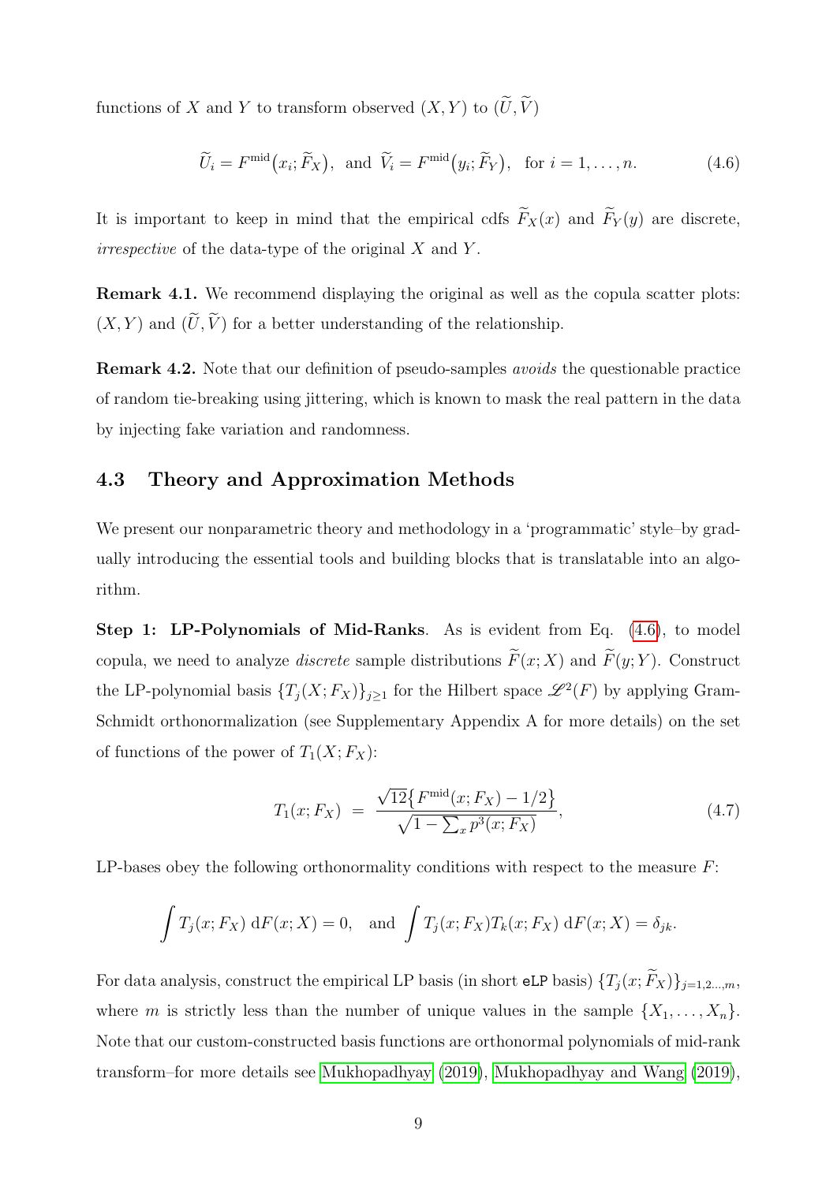functions of $X$ and $Y$ to transform observed $(X, Y)$ to $(\widetilde{U}, \widetilde{V})$

$$\widetilde{U}_i = F^{\text{mid}}\big(x_i; \widetilde{F}_X\big), \;\text{ and }\; \widetilde{V}_i = F^{\text{mid}}\big(y_i; \widetilde{F}_Y\big), \;\text{ for } i = 1, \ldots, n. \tag{4.6}$$

It is important to keep in mind that the empirical cdfs $\widetilde{F}_X(x)$ and $\widetilde{F}_Y(y)$ are discrete, *irrespective* of the data-type of the original $X$ and $Y$.

**Remark 4.1.** We recommend displaying the original as well as the copula scatter plots: $(X, Y)$ and $(\widetilde{U}, \widetilde{V})$ for a better understanding of the relationship.

**Remark 4.2.** Note that our definition of pseudo-samples *avoids* the questionable practice of random tie-breaking using jittering, which is known to mask the real pattern in the data by injecting fake variation and randomness.

## 4.3 Theory and Approximation Methods

We present our nonparametric theory and methodology in a 'programmatic' style–by gradually introducing the essential tools and building blocks that is translatable into an algorithm.

**Step 1: LP-Polynomials of Mid-Ranks**. As is evident from Eq. (4.6), to model copula, we need to analyze *discrete* sample distributions $\widetilde{F}(x; X)$ and $\widetilde{F}(y; Y)$. Construct the LP-polynomial basis $\{T_j(X; F_X)\}_{j \geq 1}$ for the Hilbert space $\mathscr{L}^2(F)$ by applying Gram-Schmidt orthonormalization (see Supplementary Appendix A for more details) on the set of functions of the power of $T_1(X; F_X)$:

$$T_1(x; F_X) \;=\; \frac{\sqrt{12}\big\{F^{\text{mid}}(x; F_X) - 1/2\big\}}{\sqrt{1 - \sum_x p^3(x; F_X)}}, \tag{4.7}$$

LP-bases obey the following orthonormality conditions with respect to the measure $F$:

$$\int T_j(x; F_X)\, \mathrm{d}F(x; X) = 0, \quad \text{and} \quad \int T_j(x; F_X) T_k(x; F_X)\, \mathrm{d}F(x; X) = \delta_{jk}.$$

For data analysis, construct the empirical LP basis (in short `eLP` basis) $\{T_j(x; \widetilde{F}_X)\}_{j=1,2\ldots,m}$, where $m$ is strictly less than the number of unique values in the sample $\{X_1, \ldots, X_n\}$. Note that our custom-constructed basis functions are orthonormal polynomials of mid-rank transform–for more details see Mukhopadhyay (2019), Mukhopadhyay and Wang (2019),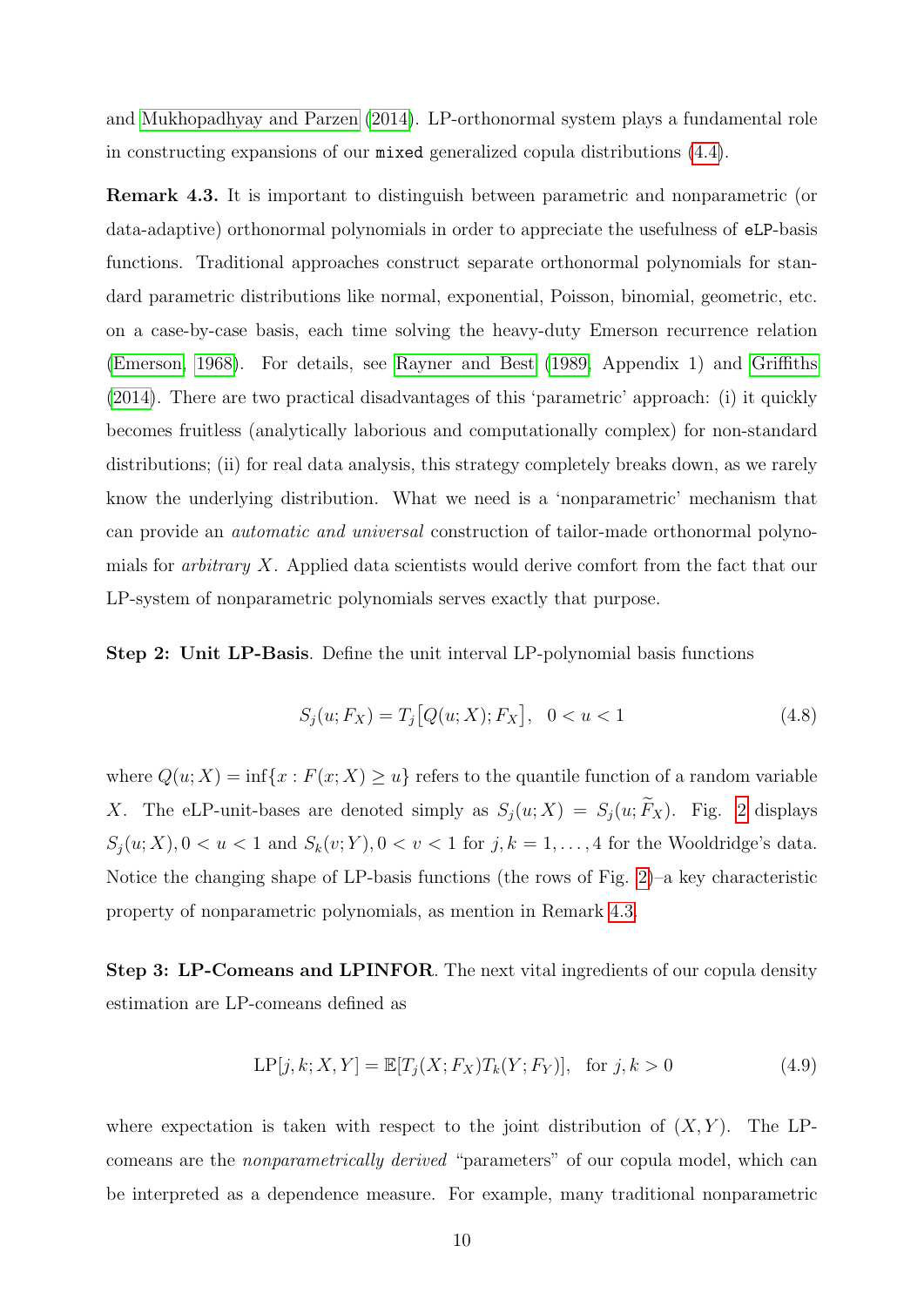and Mukhopadhyay and Parzen (2014). LP-orthonormal system plays a fundamental role in constructing expansions of our `mixed` generalized copula distributions (4.4).

**Remark 4.3.** It is important to distinguish between parametric and nonparametric (or data-adaptive) orthonormal polynomials in order to appreciate the usefulness of `eLP`-basis functions. Traditional approaches construct separate orthonormal polynomials for standard parametric distributions like normal, exponential, Poisson, binomial, geometric, etc. on a case-by-case basis, each time solving the heavy-duty Emerson recurrence relation (Emerson, 1968). For details, see Rayner and Best (1989, Appendix 1) and Griffiths (2014). There are two practical disadvantages of this 'parametric' approach: (i) it quickly becomes fruitless (analytically laborious and computationally complex) for non-standard distributions; (ii) for real data analysis, this strategy completely breaks down, as we rarely know the underlying distribution. What we need is a 'nonparametric' mechanism that can provide an *automatic and universal* construction of tailor-made orthonormal polynomials for *arbitrary* $X$. Applied data scientists would derive comfort from the fact that our LP-system of nonparametric polynomials serves exactly that purpose.

**Step 2: Unit LP-Basis**. Define the unit interval LP-polynomial basis functions

$$S_j(u; F_X) = T_j\big[Q(u; X); F_X\big], \quad 0 < u < 1 \tag{4.8}$$

where $Q(u; X) = \inf\{x : F(x; X) \geq u\}$ refers to the quantile function of a random variable $X$. The eLP-unit-bases are denoted simply as $S_j(u; X) = S_j(u; \widetilde{F}_X)$. Fig. 2 displays $S_j(u; X), 0 < u < 1$ and $S_k(v; Y), 0 < v < 1$ for $j, k = 1, \ldots, 4$ for the Wooldridge's data. Notice the changing shape of LP-basis functions (the rows of Fig. 2)–a key characteristic property of nonparametric polynomials, as mention in Remark 4.3.

**Step 3: LP-Comeans and LPINFOR**. The next vital ingredients of our copula density estimation are LP-comeans defined as

$$\mathrm{LP}[j, k; X, Y] = \mathbb{E}[T_j(X; F_X)T_k(Y; F_Y)], \quad \text{for } j, k > 0 \tag{4.9}$$

where expectation is taken with respect to the joint distribution of $(X, Y)$. The LP-comeans are the *nonparametrically derived* "parameters" of our copula model, which can be interpreted as a dependence measure. For example, many traditional nonparametric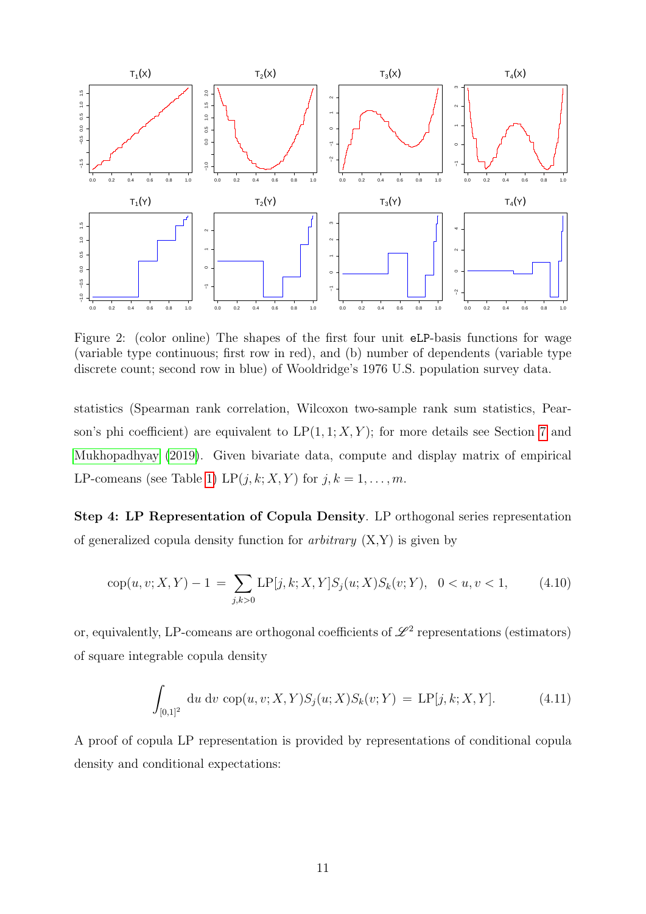Figure 2: (color online) The shapes of the first four unit eLP-basis functions for wage (variable type continuous; first row in red), and (b) number of dependents (variable type discrete count; second row in blue) of Wooldridge's 1976 U.S. population survey data.

statistics (Spearman rank correlation, Wilcoxon two-sample rank sum statistics, Pearson's phi coefficient) are equivalent to $\mathrm{LP}(1, 1; X, Y)$; for more details see Section 7 and Mukhopadhyay (2019). Given bivariate data, compute and display matrix of empirical LP-comeans (see Table 1) $\mathrm{LP}(j, k; X, Y)$ for $j, k = 1, \ldots, m$.

**Step 4: LP Representation of Copula Density**. LP orthogonal series representation of generalized copula density function for *arbitrary* (X,Y) is given by

$$\mathrm{cop}(u, v; X, Y) - 1 \;=\; \sum_{j,k>0} \mathrm{LP}[j, k; X, Y] S_j(u; X) S_k(v; Y), \quad 0 < u, v < 1, \tag{4.10}$$

or, equivalently, LP-comeans are orthogonal coefficients of $\mathscr{L}^2$ representations (estimators) of square integrable copula density

$$\int_{[0,1]^2} \mathrm{d}u \; \mathrm{d}v \; \mathrm{cop}(u, v; X, Y) S_j(u; X) S_k(v; Y) \;=\; \mathrm{LP}[j, k; X, Y]. \tag{4.11}$$

A proof of copula LP representation is provided by representations of conditional copula density and conditional expectations: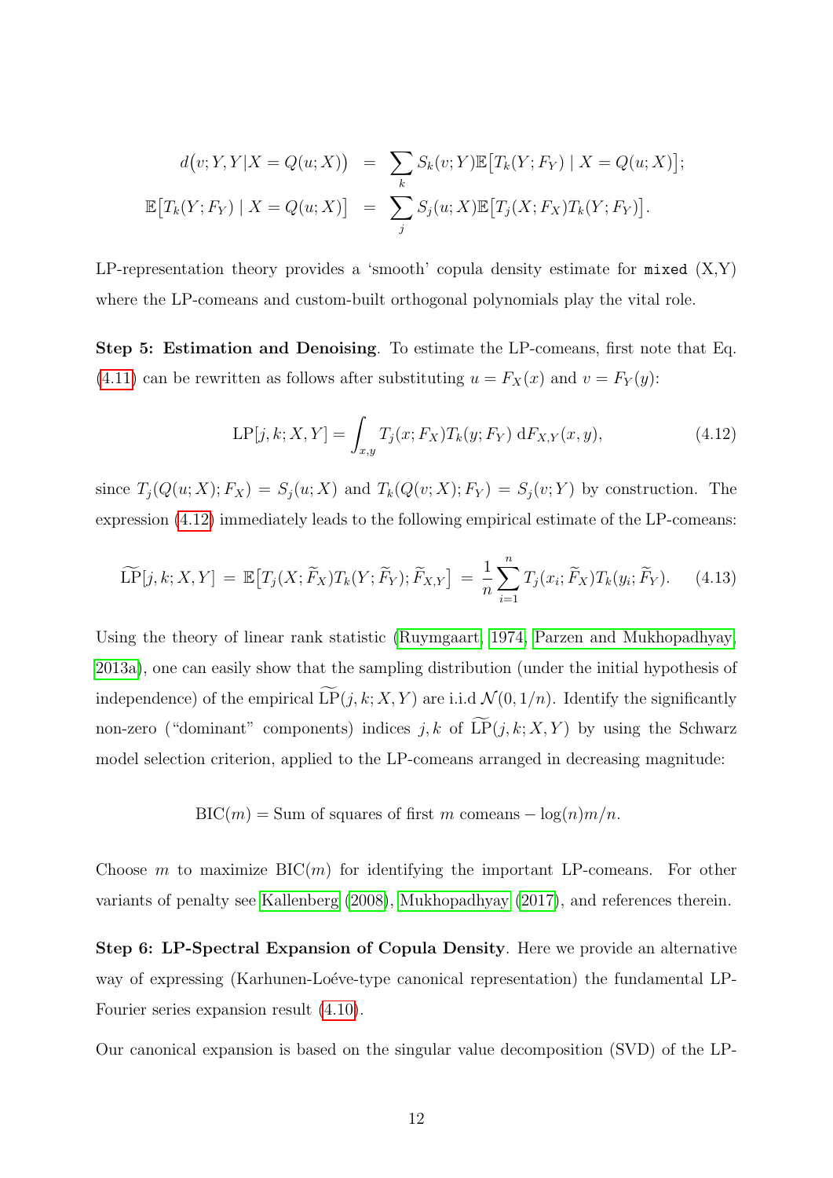$$
\begin{aligned}
d\big(v;Y,Y|X=Q(u;X)\big) &= \sum_k S_k(v;Y)\mathbb{E}\big[T_k(Y;F_Y)\mid X=Q(u;X)\big];\\
\mathbb{E}\big[T_k(Y;F_Y)\mid X=Q(u;X)\big] &= \sum_j S_j(u;X)\mathbb{E}\big[T_j(X;F_X)T_k(Y;F_Y)\big].
\end{aligned}
$$

LP-representation theory provides a 'smooth' copula density estimate for `mixed` (X,Y) where the LP-comeans and custom-built orthogonal polynomials play the vital role.

**Step 5: Estimation and Denoising**. To estimate the LP-comeans, first note that Eq. (4.11) can be rewritten as follows after substituting $u = F_X(x)$ and $v = F_Y(y)$:

$$
\mathrm{LP}[j,k;X,Y] = \int_{x,y} T_j(x;F_X)T_k(y;F_Y)\,\mathrm{d}F_{X,Y}(x,y), \tag{4.12}
$$

since $T_j(Q(u;X);F_X) = S_j(u;X)$ and $T_k(Q(v;X);F_Y) = S_j(v;Y)$ by construction. The expression (4.12) immediately leads to the following empirical estimate of the LP-comeans:

$$
\widetilde{\mathrm{LP}}[j,k;X,Y] \,=\, \mathbb{E}\big[T_j(X;\widetilde{F}_X)T_k(Y;\widetilde{F}_Y);\widetilde{F}_{X,Y}\big] \,=\, \frac{1}{n}\sum_{i=1}^{n} T_j(x_i;\widetilde{F}_X)T_k(y_i;\widetilde{F}_Y). \tag{4.13}
$$

Using the theory of linear rank statistic (Ruymgaart, 1974, Parzen and Mukhopadhyay, 2013a), one can easily show that the sampling distribution (under the initial hypothesis of independence) of the empirical $\widetilde{\mathrm{LP}}(j,k;X,Y)$ are i.i.d $\mathcal{N}(0,1/n)$. Identify the significantly non-zero ("dominant" components) indices $j,k$ of $\widetilde{\mathrm{LP}}(j,k;X,Y)$ by using the Schwarz model selection criterion, applied to the LP-comeans arranged in decreasing magnitude:

$$
\mathrm{BIC}(m) = \text{Sum of squares of first } m \text{ comeans} - \log(n)m/n.
$$

Choose $m$ to maximize $\mathrm{BIC}(m)$ for identifying the important LP-comeans. For other variants of penalty see Kallenberg (2008), Mukhopadhyay (2017), and references therein.

**Step 6: LP-Spectral Expansion of Copula Density**. Here we provide an alternative way of expressing (Karhunen-Loéve-type canonical representation) the fundamental LP-Fourier series expansion result (4.10).

Our canonical expansion is based on the singular value decomposition (SVD) of the LP-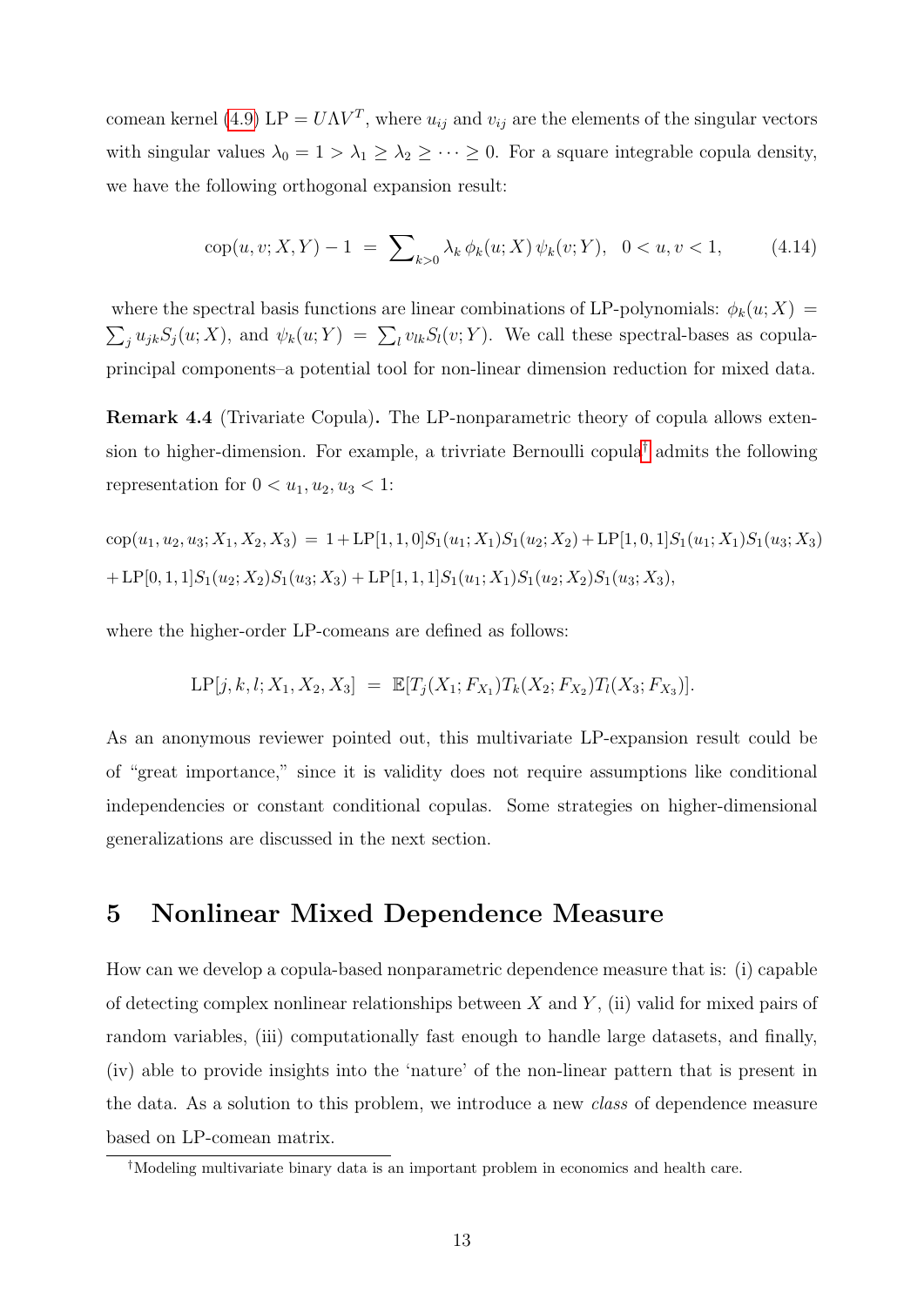comean kernel (4.9) $\mathrm{LP} = U \Lambda V^T$, where $u_{ij}$ and $v_{ij}$ are the elements of the singular vectors with singular values $\lambda_0 = 1 > \lambda_1 \geq \lambda_2 \geq \cdots \geq 0$. For a square integrable copula density, we have the following orthogonal expansion result:

$$\mathrm{cop}(u, v; X, Y) - 1 \;=\; \sum\nolimits_{k>0} \lambda_k \, \phi_k(u; X) \, \psi_k(v; Y), \quad 0 < u, v < 1, \tag{4.14}$$

where the spectral basis functions are linear combinations of LP-polynomials: $\phi_k(u; X) = \sum_j u_{jk} S_j(u; X)$, and $\psi_k(u; Y) = \sum_l v_{lk} S_l(v; Y)$. We call these spectral-bases as copula-principal components–a potential tool for non-linear dimension reduction for mixed data.

**Remark 4.4** (Trivariate Copula)**.** The LP-nonparametric theory of copula allows extension to higher-dimension. For example, a trivriate Bernoulli copula[†] admits the following representation for $0 < u_1, u_2, u_3 < 1$:

$$\mathrm{cop}(u_1, u_2, u_3; X_1, X_2, X_3) \;=\; 1 + \mathrm{LP}[1,1,0] S_1(u_1; X_1) S_1(u_2; X_2) + \mathrm{LP}[1,0,1] S_1(u_1; X_1) S_1(u_3; X_3)$$
$$+ \mathrm{LP}[0,1,1] S_1(u_2; X_2) S_1(u_3; X_3) + \mathrm{LP}[1,1,1] S_1(u_1; X_1) S_1(u_2; X_2) S_1(u_3; X_3),$$

where the higher-order LP-comeans are defined as follows:

$$\mathrm{LP}[j, k, l; X_1, X_2, X_3] \;=\; \mathbb{E}[T_j(X_1; F_{X_1}) T_k(X_2; F_{X_2}) T_l(X_3; F_{X_3})].$$

As an anonymous reviewer pointed out, this multivariate LP-expansion result could be of "great importance," since it is validity does not require assumptions like conditional independencies or constant conditional copulas. Some strategies on higher-dimensional generalizations are discussed in the next section.

## 5 Nonlinear Mixed Dependence Measure

How can we develop a copula-based nonparametric dependence measure that is: (i) capable of detecting complex nonlinear relationships between $X$ and $Y$, (ii) valid for mixed pairs of random variables, (iii) computationally fast enough to handle large datasets, and finally, (iv) able to provide insights into the 'nature' of the non-linear pattern that is present in the data. As a solution to this problem, we introduce a new *class* of dependence measure based on LP-comean matrix.

[†] Modeling multivariate binary data is an important problem in economics and health care.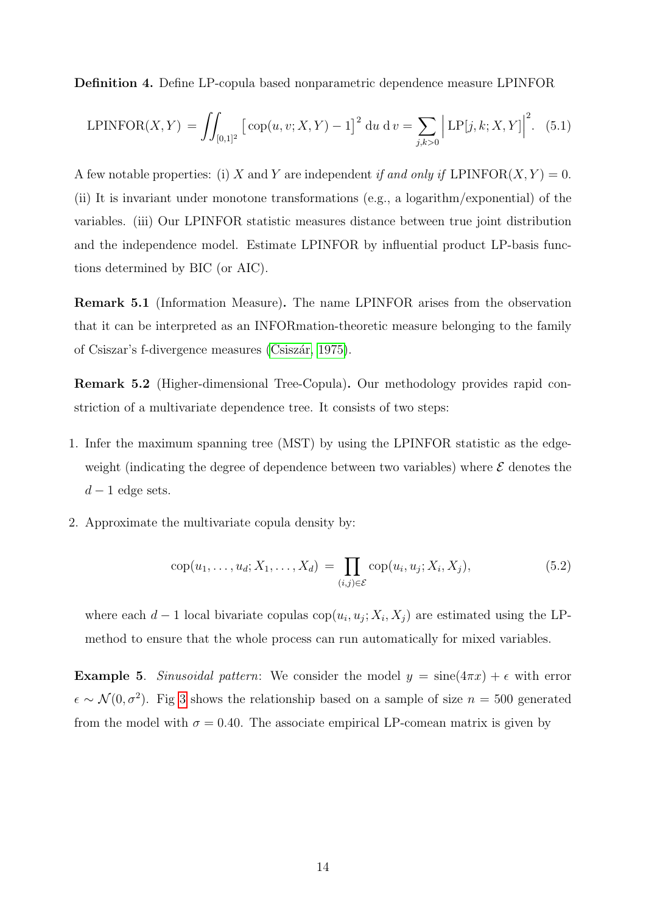**Definition 4.** Define LP-copula based nonparametric dependence measure LPINFOR

$$\text{LPINFOR}(X,Y) \,=\, \iint_{[0,1]^2} \big[\,\text{cop}(u,v;X,Y) - 1\big]^2 \,\text{d}u\,\text{d}\,v = \sum_{j,k>0} \Big|\,\text{LP}[j,k;X,Y]\Big|^2. \quad (5.1)$$

A few notable properties: (i) $X$ and $Y$ are independent *if and only if* $\text{LPINFOR}(X,Y) = 0$. (ii) It is invariant under monotone transformations (e.g., a logarithm/exponential) of the variables. (iii) Our LPINFOR statistic measures distance between true joint distribution and the independence model. Estimate LPINFOR by influential product LP-basis functions determined by BIC (or AIC).

**Remark 5.1** (Information Measure)**.** The name LPINFOR arises from the observation that it can be interpreted as an INFORmation-theoretic measure belonging to the family of Csiszar's f-divergence measures (Csiszár, 1975).

**Remark 5.2** (Higher-dimensional Tree-Copula)**.** Our methodology provides rapid constriction of a multivariate dependence tree. It consists of two steps:

1. Infer the maximum spanning tree (MST) by using the LPINFOR statistic as the edge-weight (indicating the degree of dependence between two variables) where $\mathcal{E}$ denotes the $d-1$ edge sets.
2. Approximate the multivariate copula density by:

$$\text{cop}(u_1,\ldots,u_d;X_1,\ldots,X_d) \,=\, \prod_{(i,j)\in\mathcal{E}} \text{cop}(u_i,u_j;X_i,X_j), \quad (5.2)$$

where each $d-1$ local bivariate copulas $\text{cop}(u_i,u_j;X_i,X_j)$ are estimated using the LP-method to ensure that the whole process can run automatically for mixed variables.

**Example 5**. *Sinusoidal pattern*: We consider the model $y = \text{sine}(4\pi x) + \epsilon$ with error $\epsilon \sim \mathcal{N}(0,\sigma^2)$. Fig 3 shows the relationship based on a sample of size $n = 500$ generated from the model with $\sigma = 0.40$. The associate empirical LP-comean matrix is given by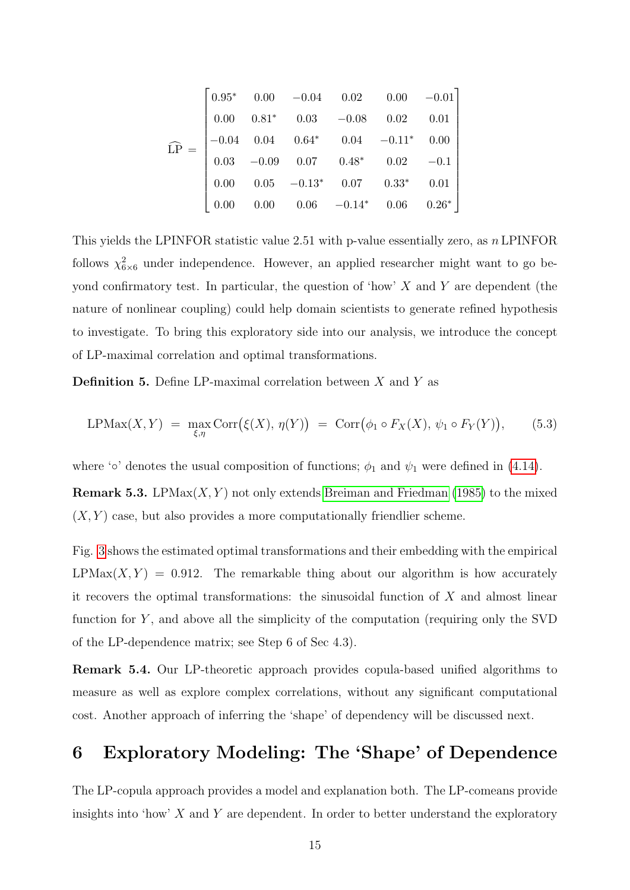$$
\widehat{\text{LP}} = \begin{bmatrix}
0.95^* & 0.00 & -0.04 & 0.02 & 0.00 & -0.01 \\
0.00 & 0.81^* & 0.03 & -0.08 & 0.02 & 0.01 \\
-0.04 & 0.04 & 0.64^* & 0.04 & -0.11^* & 0.00 \\
0.03 & -0.09 & 0.07 & 0.48^* & 0.02 & -0.1 \\
0.00 & 0.05 & -0.13^* & 0.07 & 0.33^* & 0.01 \\
0.00 & 0.00 & 0.06 & -0.14^* & 0.06 & 0.26^*
\end{bmatrix}
$$

This yields the LPINFOR statistic value 2.51 with p-value essentially zero, as $n\,\text{LPINFOR}$ follows $\chi^2_{6\times 6}$ under independence. However, an applied researcher might want to go beyond confirmatory test. In particular, the question of 'how' $X$ and $Y$ are dependent (the nature of nonlinear coupling) could help domain scientists to generate refined hypothesis to investigate. To bring this exploratory side into our analysis, we introduce the concept of LP-maximal correlation and optimal transformations.

**Definition 5.** Define LP-maximal correlation between $X$ and $Y$ as

$$
\text{LPMax}(X,Y) \;=\; \max_{\xi,\eta} \text{Corr}\big(\xi(X),\, \eta(Y)\big) \;=\; \text{Corr}\big(\phi_1 \circ F_X(X),\, \psi_1 \circ F_Y(Y)\big), \qquad (5.3)
$$

where '$\circ$' denotes the usual composition of functions; $\phi_1$ and $\psi_1$ were defined in (4.14).

**Remark 5.3.** $\text{LPMax}(X,Y)$ not only extends Breiman and Friedman (1985) to the mixed $(X,Y)$ case, but also provides a more computationally friendlier scheme.

Fig. 3 shows the estimated optimal transformations and their embedding with the empirical $\text{LPMax}(X,Y) = 0.912$. The remarkable thing about our algorithm is how accurately it recovers the optimal transformations: the sinusoidal function of $X$ and almost linear function for $Y$, and above all the simplicity of the computation (requiring only the SVD of the LP-dependence matrix; see Step 6 of Sec 4.3).

**Remark 5.4.** Our LP-theoretic approach provides copula-based unified algorithms to measure as well as explore complex correlations, without any significant computational cost. Another approach of inferring the 'shape' of dependency will be discussed next.

# 6 Exploratory Modeling: The 'Shape' of Dependence

The LP-copula approach provides a model and explanation both. The LP-comeans provide insights into 'how' $X$ and $Y$ are dependent. In order to better understand the exploratory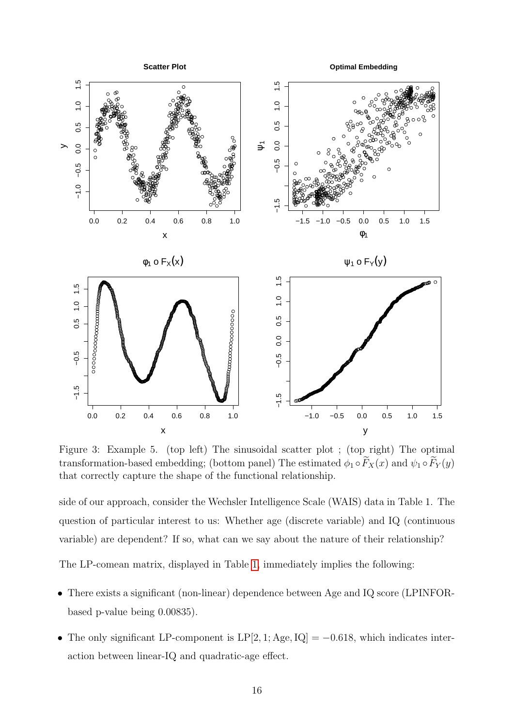Figure 3: Example 5. (top left) The sinusoidal scatter plot ; (top right) The optimal transformation-based embedding; (bottom panel) The estimated $\phi_1 \circ \widetilde{F}_X(x)$ and $\psi_1 \circ \widetilde{F}_Y(y)$ that correctly capture the shape of the functional relationship.

side of our approach, consider the Wechsler Intelligence Scale (WAIS) data in Table 1. The question of particular interest to us: Whether age (discrete variable) and IQ (continuous variable) are dependent? If so, what can we say about the nature of their relationship?

The LP-comean matrix, displayed in Table 1, immediately implies the following:

- There exists a significant (non-linear) dependence between Age and IQ score (LPINFOR-based p-value being 0.00835).
- The only significant LP-component is $\mathrm{LP}[2, 1; \mathrm{Age}, \mathrm{IQ}] = -0.618$, which indicates interaction between linear-IQ and quadratic-age effect.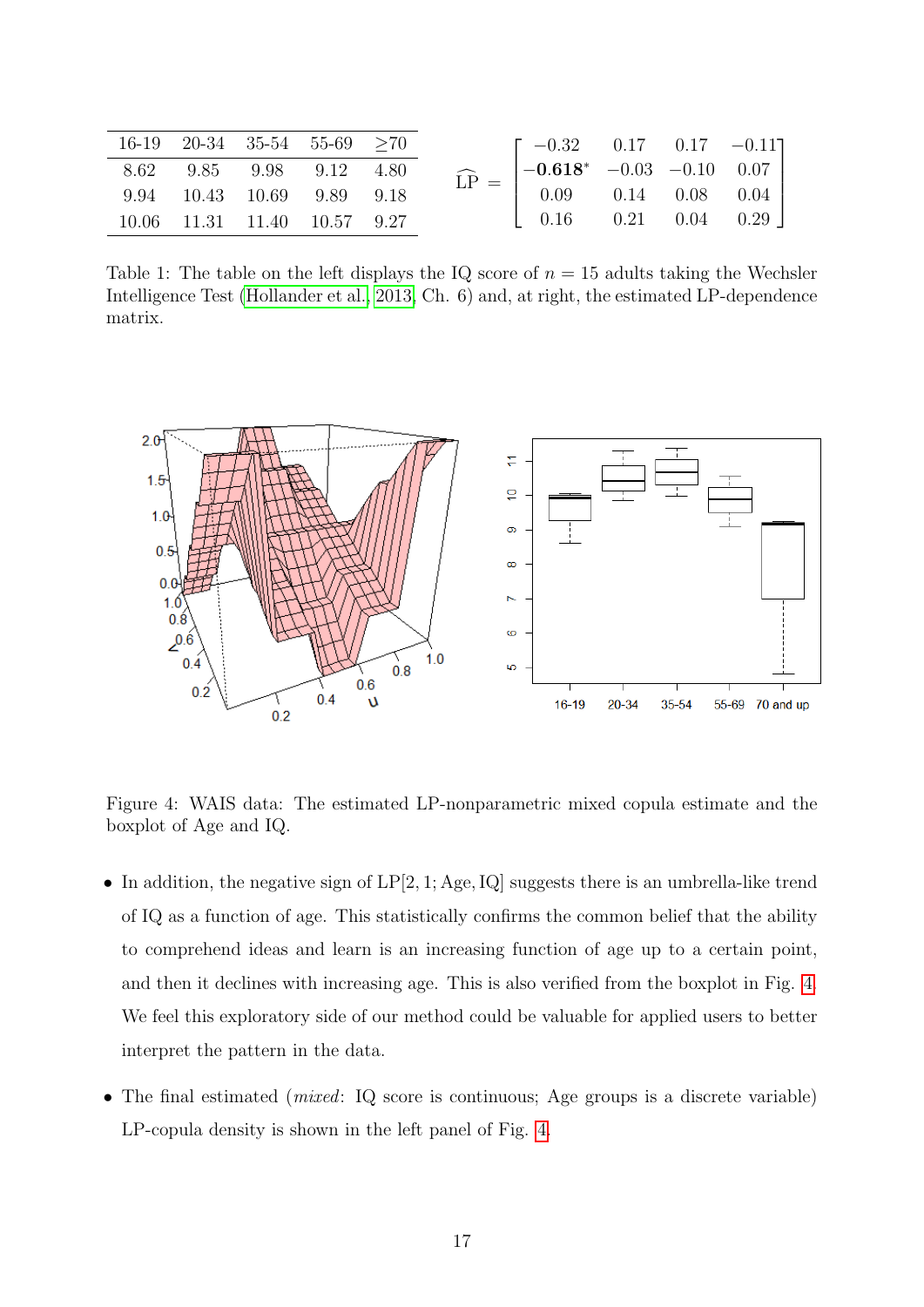| 16-19 | 20-34 | 35-54 | 55-69 | ≥70 |
|---|---|---|---|---|
| 8.62 | 9.85 | 9.98 | 9.12 | 4.80 |
| 9.94 | 10.43 | 10.69 | 9.89 | 9.18 |
| 10.06 | 11.31 | 11.40 | 10.57 | 9.27 |

$$\widehat{\text{LP}} = \begin{bmatrix} -0.32 & 0.17 & 0.17 & -0.11 \\ -\mathbf{0.618}^{*} & -0.03 & -0.10 & 0.07 \\ 0.09 & 0.14 & 0.08 & 0.04 \\ 0.16 & 0.21 & 0.04 & 0.29 \end{bmatrix}$$

Table 1: The table on the left displays the IQ score of $n = 15$ adults taking the Wechsler Intelligence Test (Hollander et al., 2013, Ch. 6) and, at right, the estimated LP-dependence matrix.

Figure 4: WAIS data: The estimated LP-nonparametric mixed copula estimate and the boxplot of Age and IQ.

- In addition, the negative sign of LP[2, 1; Age, IQ] suggests there is an umbrella-like trend of IQ as a function of age. This statistically confirms the common belief that the ability to comprehend ideas and learn is an increasing function of age up to a certain point, and then it declines with increasing age. This is also verified from the boxplot in Fig. 4. We feel this exploratory side of our method could be valuable for applied users to better interpret the pattern in the data.

- The final estimated (*mixed*: IQ score is continuous; Age groups is a discrete variable) LP-copula density is shown in the left panel of Fig. 4.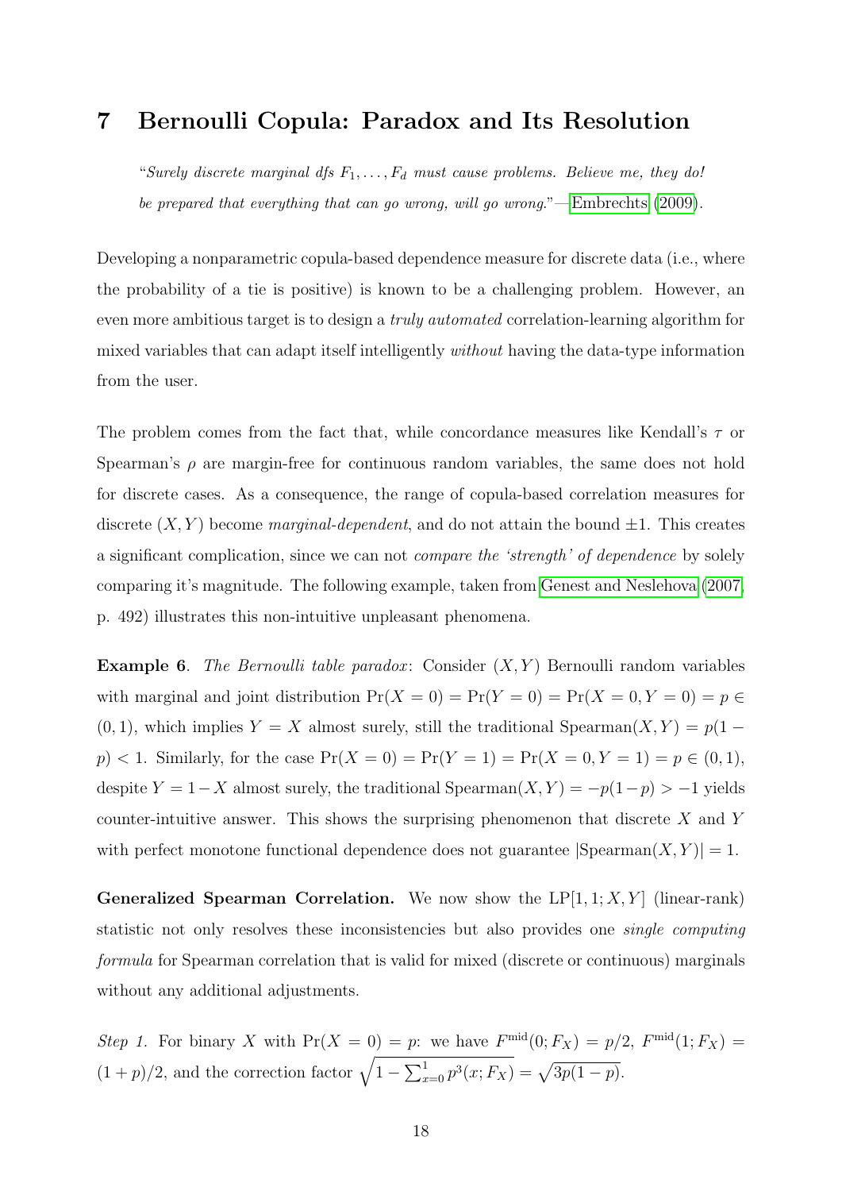## 7 Bernoulli Copula: Paradox and Its Resolution

"*Surely discrete marginal dfs $F_1, \ldots, F_d$ must cause problems. Believe me, they do! be prepared that everything that can go wrong, will go wrong.*"—Embrechts (2009).

Developing a nonparametric copula-based dependence measure for discrete data (i.e., where the probability of a tie is positive) is known to be a challenging problem. However, an even more ambitious target is to design a *truly automated* correlation-learning algorithm for mixed variables that can adapt itself intelligently *without* having the data-type information from the user.

The problem comes from the fact that, while concordance measures like Kendall's $\tau$ or Spearman's $\rho$ are margin-free for continuous random variables, the same does not hold for discrete cases. As a consequence, the range of copula-based correlation measures for discrete $(X, Y)$ become *marginal-dependent*, and do not attain the bound $\pm 1$. This creates a significant complication, since we can not *compare the 'strength' of dependence* by solely comparing it's magnitude. The following example, taken from Genest and Neslehova (2007, p. 492) illustrates this non-intuitive unpleasant phenomena.

**Example 6**. *The Bernoulli table paradox*: Consider $(X, Y)$ Bernoulli random variables with marginal and joint distribution $\Pr(X = 0) = \Pr(Y = 0) = \Pr(X = 0, Y = 0) = p \in (0, 1)$, which implies $Y = X$ almost surely, still the traditional $\text{Spearman}(X, Y) = p(1 - p) < 1$. Similarly, for the case $\Pr(X = 0) = \Pr(Y = 1) = \Pr(X = 0, Y = 1) = p \in (0, 1)$, despite $Y = 1 - X$ almost surely, the traditional $\text{Spearman}(X, Y) = -p(1 - p) > -1$ yields counter-intuitive answer. This shows the surprising phenomenon that discrete $X$ and $Y$ with perfect monotone functional dependence does not guarantee $|\text{Spearman}(X, Y)| = 1$.

**Generalized Spearman Correlation.** We now show the $\text{LP}[1, 1; X, Y]$ (linear-rank) statistic not only resolves these inconsistencies but also provides one *single computing formula* for Spearman correlation that is valid for mixed (discrete or continuous) marginals without any additional adjustments.

*Step 1.* For binary $X$ with $\Pr(X = 0) = p$: we have $F^{\text{mid}}(0; F_X) = p/2$, $F^{\text{mid}}(1; F_X) = (1 + p)/2$, and the correction factor $\sqrt{1 - \sum_{x=0}^{1} p^3(x; F_X)} = \sqrt{3p(1 - p)}$.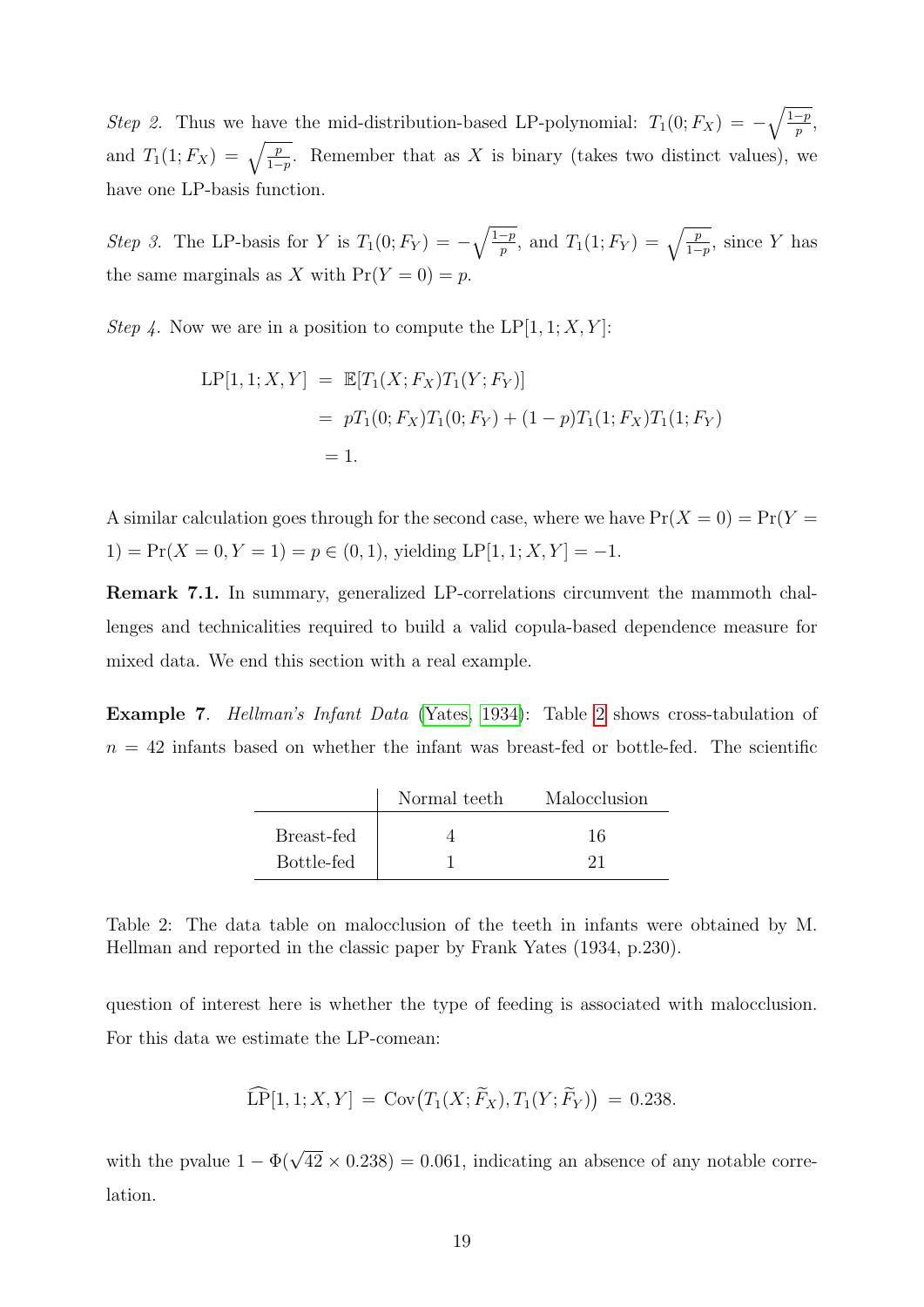*Step 2.* Thus we have the mid-distribution-based LP-polynomial: $T_1(0; F_X) = -\sqrt{\frac{1-p}{p}}$, and $T_1(1; F_X) = \sqrt{\frac{p}{1-p}}$. Remember that as $X$ is binary (takes two distinct values), we have one LP-basis function.

*Step 3.* The LP-basis for $Y$ is $T_1(0; F_Y) = -\sqrt{\frac{1-p}{p}}$, and $T_1(1; F_Y) = \sqrt{\frac{p}{1-p}}$, since $Y$ has the same marginals as $X$ with $\Pr(Y = 0) = p$.

*Step 4.* Now we are in a position to compute the $\mathrm{LP}[1, 1; X, Y]$:

$$
\begin{aligned}
\mathrm{LP}[1, 1; X, Y] &= \mathbb{E}[T_1(X; F_X)T_1(Y; F_Y)] \\
&= pT_1(0; F_X)T_1(0; F_Y) + (1-p)T_1(1; F_X)T_1(1; F_Y) \\
&= 1.
\end{aligned}
$$

A similar calculation goes through for the second case, where we have $\Pr(X = 0) = \Pr(Y = 1) = \Pr(X = 0, Y = 1) = p \in (0, 1)$, yielding $\mathrm{LP}[1, 1; X, Y] = -1$.

**Remark 7.1.** In summary, generalized LP-correlations circumvent the mammoth challenges and technicalities required to build a valid copula-based dependence measure for mixed data. We end this section with a real example.

**Example 7**. *Hellman's Infant Data* (Yates, 1934): Table 2 shows cross-tabulation of $n = 42$ infants based on whether the infant was breast-fed or bottle-fed. The scientific question of interest here is whether the type of feeding is associated with malocclusion.

| | Normal teeth | Malocclusion |
|---|---|---|
| Breast-fed | 4 | 16 |
| Bottle-fed | 1 | 21 |

Table 2: The data table on malocclusion of the teeth in infants were obtained by M. Hellman and reported in the classic paper by Frank Yates (1934, p.230).

For this data we estimate the LP-comean:

$$
\widehat{\mathrm{LP}}[1, 1; X, Y] = \mathrm{Cov}\big(T_1(X; \widetilde{F}_X), T_1(Y; \widetilde{F}_Y)\big) = 0.238.
$$

with the pvalue $1 - \Phi(\sqrt{42} \times 0.238) = 0.061$, indicating an absence of any notable correlation.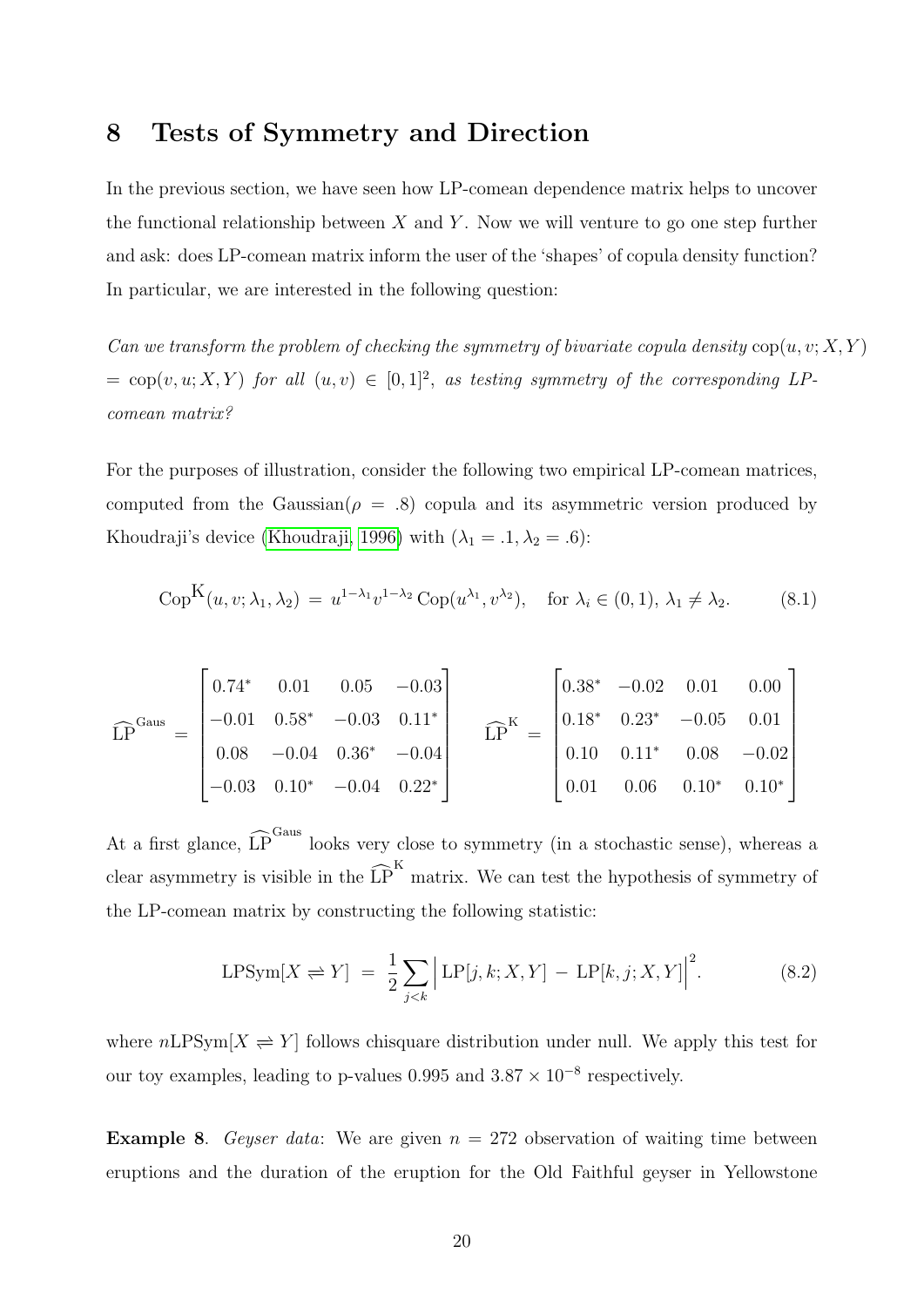## 8 Tests of Symmetry and Direction

In the previous section, we have seen how LP-comean dependence matrix helps to uncover the functional relationship between $X$ and $Y$. Now we will venture to go one step further and ask: does LP-comean matrix inform the user of the 'shapes' of copula density function? In particular, we are interested in the following question:

*Can we transform the problem of checking the symmetry of bivariate copula density* $\mathrm{cop}(u, v; X, Y) = \mathrm{cop}(v, u; X, Y)$ *for all* $(u, v) \in [0, 1]^2$*, as testing symmetry of the corresponding LP-comean matrix?*

For the purposes of illustration, consider the following two empirical LP-comean matrices, computed from the Gaussian($\rho = .8$) copula and its asymmetric version produced by Khoudraji's device (Khoudraji, 1996) with ($\lambda_1 = .1, \lambda_2 = .6$):

$$\mathrm{Cop}^{\mathrm{K}}(u, v; \lambda_1, \lambda_2) \;=\; u^{1-\lambda_1} v^{1-\lambda_2}\, \mathrm{Cop}(u^{\lambda_1}, v^{\lambda_2}), \quad \text{for } \lambda_i \in (0, 1),\; \lambda_1 \neq \lambda_2. \tag{8.1}$$

$$\widehat{\mathrm{LP}}^{\mathrm{Gaus}} = \begin{bmatrix} 0.74^{*} & 0.01 & 0.05 & -0.03 \\ -0.01 & 0.58^{*} & -0.03 & 0.11^{*} \\ 0.08 & -0.04 & 0.36^{*} & -0.04 \\ -0.03 & 0.10^{*} & -0.04 & 0.22^{*} \end{bmatrix} \qquad \widehat{\mathrm{LP}}^{\mathrm{K}} = \begin{bmatrix} 0.38^{*} & -0.02 & 0.01 & 0.00 \\ 0.18^{*} & 0.23^{*} & -0.05 & 0.01 \\ 0.10 & 0.11^{*} & 0.08 & -0.02 \\ 0.01 & 0.06 & 0.10^{*} & 0.10^{*} \end{bmatrix}$$

At a first glance, $\widehat{\mathrm{LP}}^{\mathrm{Gaus}}$ looks very close to symmetry (in a stochastic sense), whereas a clear asymmetry is visible in the $\widehat{\mathrm{LP}}^{\mathrm{K}}$ matrix. We can test the hypothesis of symmetry of the LP-comean matrix by constructing the following statistic:

$$\mathrm{LPSym}[X \rightleftharpoons Y] \;=\; \frac{1}{2} \sum_{j<k} \Big| \, \mathrm{LP}[j, k; X, Y] \;-\; \mathrm{LP}[k, j; X, Y] \Big|^2. \tag{8.2}$$

where $n\mathrm{LPSym}[X \rightleftharpoons Y]$ follows chisquare distribution under null. We apply this test for our toy examples, leading to p-values $0.995$ and $3.87 \times 10^{-8}$ respectively.

**Example 8**. *Geyser data*: We are given $n = 272$ observation of waiting time between eruptions and the duration of the eruption for the Old Faithful geyser in Yellowstone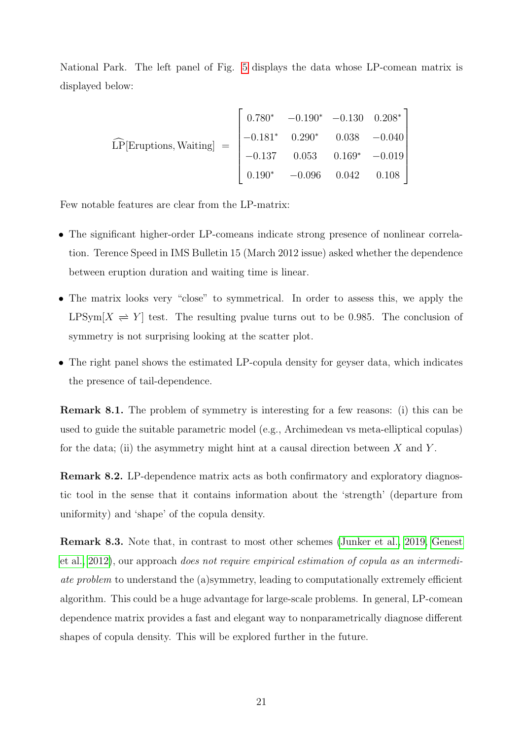National Park. The left panel of Fig. 5 displays the data whose LP-comean matrix is displayed below:

$$\widehat{\mathrm{LP}}[\text{Eruptions}, \text{Waiting}] \;=\; \begin{bmatrix} 0.780^{*} & -0.190^{*} & -0.130 & 0.208^{*} \\ -0.181^{*} & 0.290^{*} & 0.038 & -0.040 \\ -0.137 & 0.053 & 0.169^{*} & -0.019 \\ 0.190^{*} & -0.096 & 0.042 & 0.108 \end{bmatrix}$$

Few notable features are clear from the LP-matrix:

- The significant higher-order LP-comeans indicate strong presence of nonlinear correlation. Terence Speed in IMS Bulletin 15 (March 2012 issue) asked whether the dependence between eruption duration and waiting time is linear.
- The matrix looks very "close" to symmetrical. In order to assess this, we apply the $\mathrm{LPSym}[X \rightleftharpoons Y]$ test. The resulting pvalue turns out to be 0.985. The conclusion of symmetry is not surprising looking at the scatter plot.
- The right panel shows the estimated LP-copula density for geyser data, which indicates the presence of tail-dependence.

**Remark 8.1.** The problem of symmetry is interesting for a few reasons: (i) this can be used to guide the suitable parametric model (e.g., Archimedean vs meta-elliptical copulas) for the data; (ii) the asymmetry might hint at a causal direction between $X$ and $Y$.

**Remark 8.2.** LP-dependence matrix acts as both confirmatory and exploratory diagnostic tool in the sense that it contains information about the 'strength' (departure from uniformity) and 'shape' of the copula density.

**Remark 8.3.** Note that, in contrast to most other schemes (Junker et al., 2019, Genest et al., 2012), our approach *does not require empirical estimation of copula as an intermediate problem* to understand the (a)symmetry, leading to computationally extremely efficient algorithm. This could be a huge advantage for large-scale problems. In general, LP-comean dependence matrix provides a fast and elegant way to nonparametrically diagnose different shapes of copula density. This will be explored further in the future.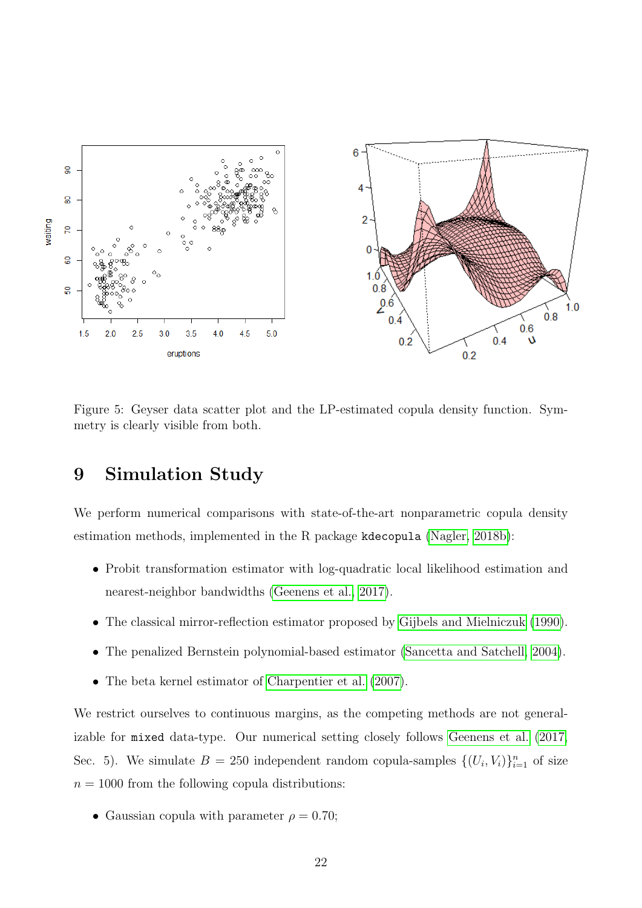Figure 5: Geyser data scatter plot and the LP-estimated copula density function. Symmetry is clearly visible from both.

# 9 Simulation Study

We perform numerical comparisons with state-of-the-art nonparametric copula density estimation methods, implemented in the R package `kdecopula` (Nagler, 2018b):

- Probit transformation estimator with log-quadratic local likelihood estimation and nearest-neighbor bandwidths (Geenens et al., 2017).
- The classical mirror-reflection estimator proposed by Gijbels and Mielniczuk (1990).
- The penalized Bernstein polynomial-based estimator (Sancetta and Satchell, 2004).
- The beta kernel estimator of Charpentier et al. (2007).

We restrict ourselves to continuous margins, as the competing methods are not generalizable for `mixed` data-type. Our numerical setting closely follows Geenens et al. (2017, Sec. 5). We simulate $B = 250$ independent random copula-samples $\{(U_i, V_i)\}_{i=1}^n$ of size $n = 1000$ from the following copula distributions:

- Gaussian copula with parameter $\rho = 0.70$;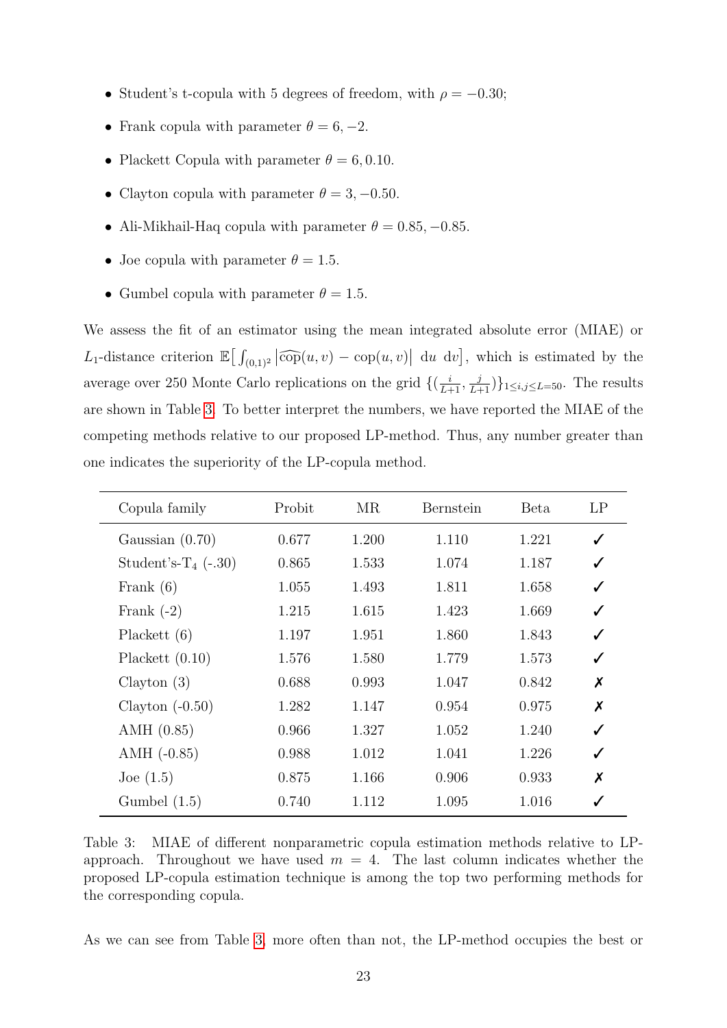- Student's t-copula with 5 degrees of freedom, with $\rho = -0.30$;
- Frank copula with parameter $\theta = 6, -2$.
- Plackett Copula with parameter $\theta = 6, 0.10$.
- Clayton copula with parameter $\theta = 3, -0.50$.
- Ali-Mikhail-Haq copula with parameter $\theta = 0.85, -0.85$.
- Joe copula with parameter $\theta = 1.5$.
- Gumbel copula with parameter $\theta = 1.5$.

We assess the fit of an estimator using the mean integrated absolute error (MIAE) or $L_1$-distance criterion $\mathbb{E}\big[\int_{(0,1)^2} \big|\widehat{\text{cop}}(u,v) - \text{cop}(u,v)\big| \;du\; dv\big]$, which is estimated by the average over 250 Monte Carlo replications on the grid $\{(\frac{i}{L+1}, \frac{j}{L+1})\}_{1 \le i,j \le L=50}$. The results are shown in Table 3. To better interpret the numbers, we have reported the MIAE of the competing methods relative to our proposed LP-method. Thus, any number greater than one indicates the superiority of the LP-copula method.

| Copula family | Probit | MR | Bernstein | Beta | LP |
|---|---|---|---|---|---|
| Gaussian (0.70) | 0.677 | 1.200 | 1.110 | 1.221 | ✓ |
| Student's-$T_4$ (-.30) | 0.865 | 1.533 | 1.074 | 1.187 | ✓ |
| Frank (6) | 1.055 | 1.493 | 1.811 | 1.658 | ✓ |
| Frank (-2) | 1.215 | 1.615 | 1.423 | 1.669 | ✓ |
| Plackett (6) | 1.197 | 1.951 | 1.860 | 1.843 | ✓ |
| Plackett (0.10) | 1.576 | 1.580 | 1.779 | 1.573 | ✓ |
| Clayton (3) | 0.688 | 0.993 | 1.047 | 0.842 | ✗ |
| Clayton (-0.50) | 1.282 | 1.147 | 0.954 | 0.975 | ✗ |
| AMH (0.85) | 0.966 | 1.327 | 1.052 | 1.240 | ✓ |
| AMH (-0.85) | 0.988 | 1.012 | 1.041 | 1.226 | ✓ |
| Joe (1.5) | 0.875 | 1.166 | 0.906 | 0.933 | ✗ |
| Gumbel (1.5) | 0.740 | 1.112 | 1.095 | 1.016 | ✓ |

Table 3: MIAE of different nonparametric copula estimation methods relative to LP-approach. Throughout we have used $m = 4$. The last column indicates whether the proposed LP-copula estimation technique is among the top two performing methods for the corresponding copula.

As we can see from Table 3, more often than not, the LP-method occupies the best or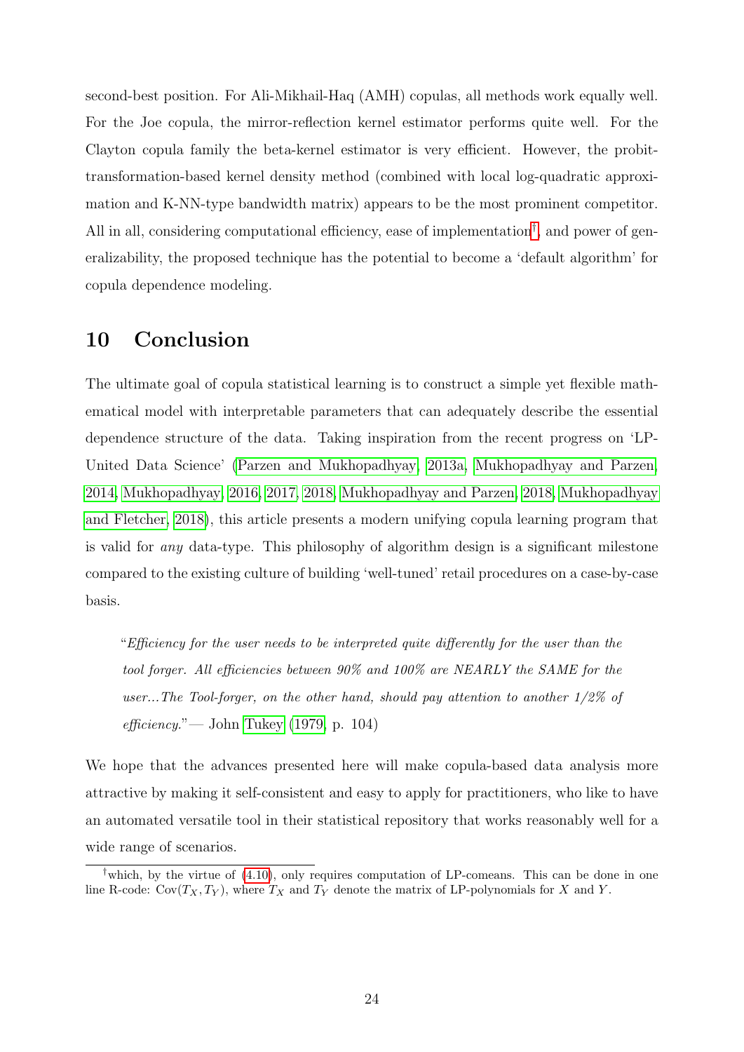second-best position. For Ali-Mikhail-Haq (AMH) copulas, all methods work equally well. For the Joe copula, the mirror-reflection kernel estimator performs quite well. For the Clayton copula family the beta-kernel estimator is very efficient. However, the probit-transformation-based kernel density method (combined with local log-quadratic approximation and K-NN-type bandwidth matrix) appears to be the most prominent competitor. All in all, considering computational efficiency, ease of implementation[†], and power of generalizability, the proposed technique has the potential to become a 'default algorithm' for copula dependence modeling.

## 10 Conclusion

The ultimate goal of copula statistical learning is to construct a simple yet flexible mathematical model with interpretable parameters that can adequately describe the essential dependence structure of the data. Taking inspiration from the recent progress on 'LP-United Data Science' (Parzen and Mukhopadhyay, 2013a, Mukhopadhyay and Parzen, 2014, Mukhopadhyay, 2016, 2017, 2018, Mukhopadhyay and Parzen, 2018, Mukhopadhyay and Fletcher, 2018), this article presents a modern unifying copula learning program that is valid for *any* data-type. This philosophy of algorithm design is a significant milestone compared to the existing culture of building 'well-tuned' retail procedures on a case-by-case basis.

> "*Efficiency for the user needs to be interpreted quite differently for the user than the tool forger. All efficiencies between 90% and 100% are NEARLY the SAME for the user...The Tool-forger, on the other hand, should pay attention to another 1/2% of efficiency.*"— John Tukey (1979, p. 104)

We hope that the advances presented here will make copula-based data analysis more attractive by making it self-consistent and easy to apply for practitioners, who like to have an automated versatile tool in their statistical repository that works reasonably well for a wide range of scenarios.

---

[†]which, by the virtue of (4.10), only requires computation of LP-comeans. This can be done in one line R-code: $\mathrm{Cov}(T_X, T_Y)$, where $T_X$ and $T_Y$ denote the matrix of LP-polynomials for $X$ and $Y$.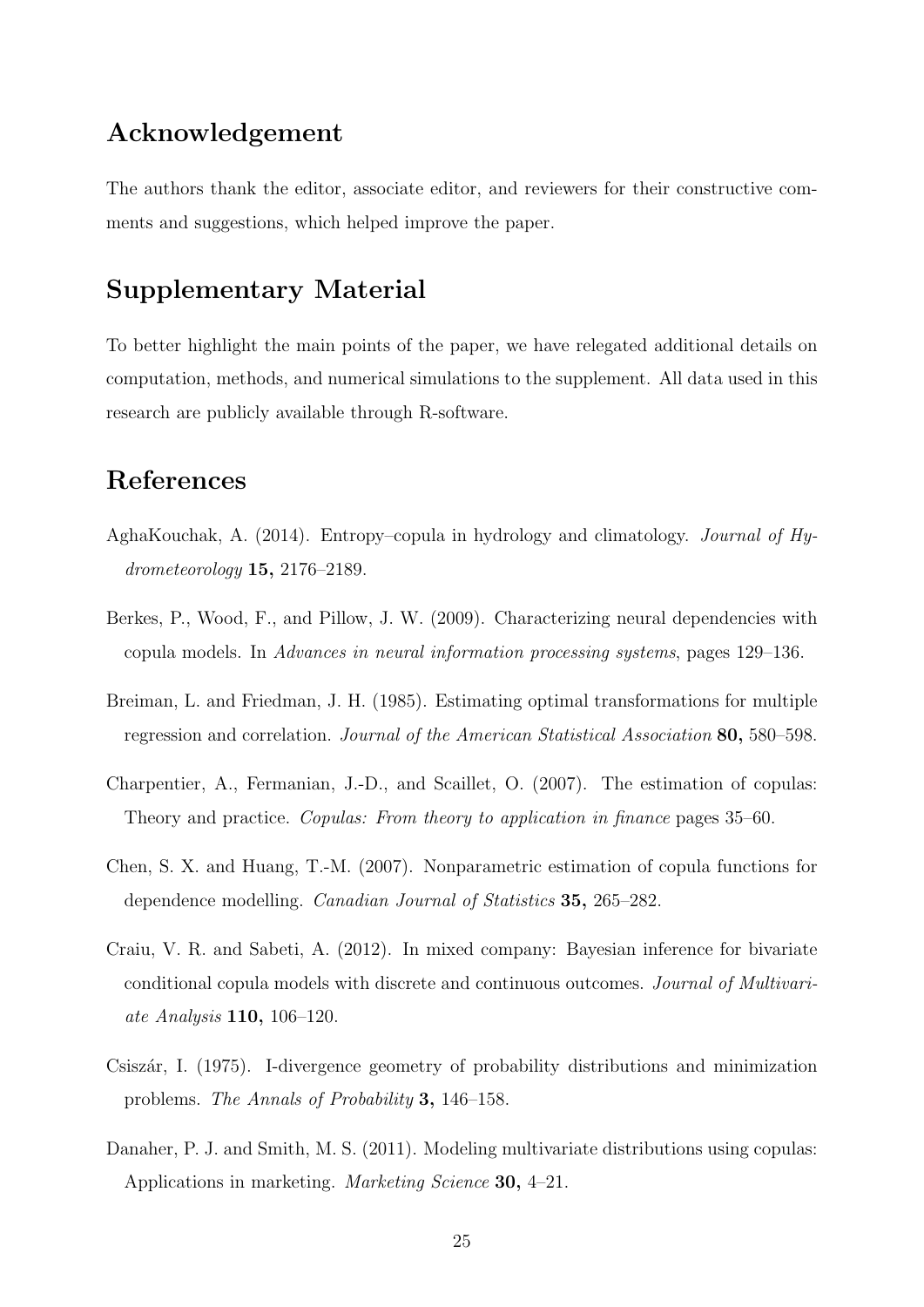## Acknowledgement

The authors thank the editor, associate editor, and reviewers for their constructive comments and suggestions, which helped improve the paper.

## Supplementary Material

To better highlight the main points of the paper, we have relegated additional details on computation, methods, and numerical simulations to the supplement. All data used in this research are publicly available through R-software.

## References

AghaKouchak, A. (2014). Entropy–copula in hydrology and climatology. *Journal of Hydrometeorology* **15,** 2176–2189.

Berkes, P., Wood, F., and Pillow, J. W. (2009). Characterizing neural dependencies with copula models. In *Advances in neural information processing systems*, pages 129–136.

Breiman, L. and Friedman, J. H. (1985). Estimating optimal transformations for multiple regression and correlation. *Journal of the American Statistical Association* **80,** 580–598.

Charpentier, A., Fermanian, J.-D., and Scaillet, O. (2007). The estimation of copulas: Theory and practice. *Copulas: From theory to application in finance* pages 35–60.

Chen, S. X. and Huang, T.-M. (2007). Nonparametric estimation of copula functions for dependence modelling. *Canadian Journal of Statistics* **35,** 265–282.

Craiu, V. R. and Sabeti, A. (2012). In mixed company: Bayesian inference for bivariate conditional copula models with discrete and continuous outcomes. *Journal of Multivariate Analysis* **110,** 106–120.

Csiszár, I. (1975). I-divergence geometry of probability distributions and minimization problems. *The Annals of Probability* **3,** 146–158.

Danaher, P. J. and Smith, M. S. (2011). Modeling multivariate distributions using copulas: Applications in marketing. *Marketing Science* **30,** 4–21.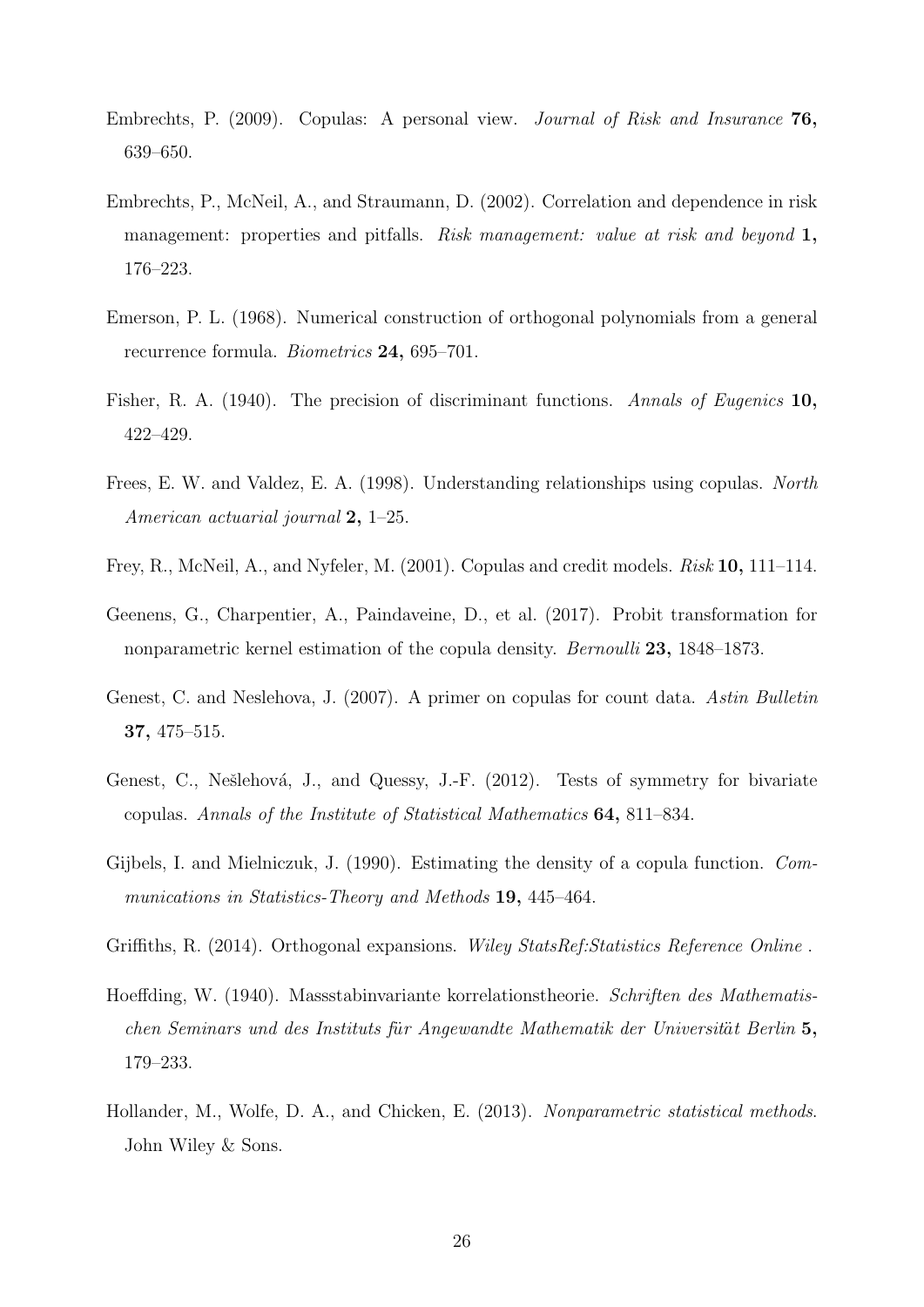Embrechts, P. (2009). Copulas: A personal view. *Journal of Risk and Insurance* **76,** 639–650.

Embrechts, P., McNeil, A., and Straumann, D. (2002). Correlation and dependence in risk management: properties and pitfalls. *Risk management: value at risk and beyond* **1,** 176–223.

Emerson, P. L. (1968). Numerical construction of orthogonal polynomials from a general recurrence formula. *Biometrics* **24,** 695–701.

Fisher, R. A. (1940). The precision of discriminant functions. *Annals of Eugenics* **10,** 422–429.

Frees, E. W. and Valdez, E. A. (1998). Understanding relationships using copulas. *North American actuarial journal* **2,** 1–25.

Frey, R., McNeil, A., and Nyfeler, M. (2001). Copulas and credit models. *Risk* **10,** 111–114.

Geenens, G., Charpentier, A., Paindaveine, D., et al. (2017). Probit transformation for nonparametric kernel estimation of the copula density. *Bernoulli* **23,** 1848–1873.

Genest, C. and Neslehova, J. (2007). A primer on copulas for count data. *Astin Bulletin* **37,** 475–515.

Genest, C., Nešlehová, J., and Quessy, J.-F. (2012). Tests of symmetry for bivariate copulas. *Annals of the Institute of Statistical Mathematics* **64,** 811–834.

Gijbels, I. and Mielniczuk, J. (1990). Estimating the density of a copula function. *Communications in Statistics-Theory and Methods* **19,** 445–464.

Griffiths, R. (2014). Orthogonal expansions. *Wiley StatsRef:Statistics Reference Online* .

Hoeffding, W. (1940). Massstabinvariante korrelationstheorie. *Schriften des Mathematischen Seminars und des Instituts für Angewandte Mathematik der Universität Berlin* **5,** 179–233.

Hollander, M., Wolfe, D. A., and Chicken, E. (2013). *Nonparametric statistical methods*. John Wiley & Sons.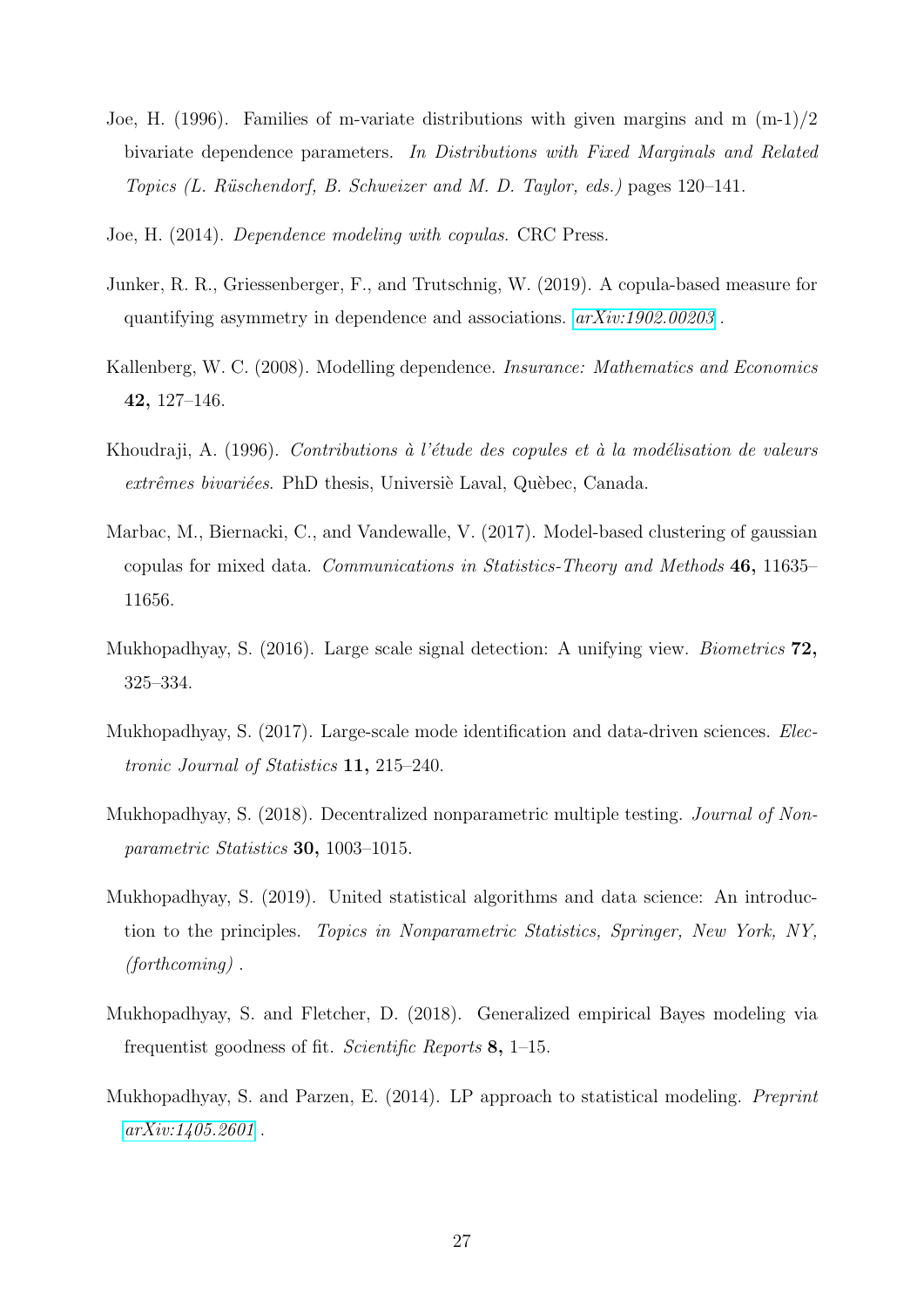Joe, H. (1996). Families of m-variate distributions with given margins and m (m-1)/2 bivariate dependence parameters. *In Distributions with Fixed Marginals and Related Topics (L. Rüschendorf, B. Schweizer and M. D. Taylor, eds.)* pages 120–141.

Joe, H. (2014). *Dependence modeling with copulas*. CRC Press.

Junker, R. R., Griessenberger, F., and Trutschnig, W. (2019). A copula-based measure for quantifying asymmetry in dependence and associations. *arXiv:1902.00203* .

Kallenberg, W. C. (2008). Modelling dependence. *Insurance: Mathematics and Economics* **42,** 127–146.

Khoudraji, A. (1996). *Contributions à l'étude des copules et à la modélisation de valeurs extrêmes bivariées*. PhD thesis, Universiè Laval, Quèbec, Canada.

Marbac, M., Biernacki, C., and Vandewalle, V. (2017). Model-based clustering of gaussian copulas for mixed data. *Communications in Statistics-Theory and Methods* **46,** 11635–11656.

Mukhopadhyay, S. (2016). Large scale signal detection: A unifying view. *Biometrics* **72,** 325–334.

Mukhopadhyay, S. (2017). Large-scale mode identification and data-driven sciences. *Electronic Journal of Statistics* **11,** 215–240.

Mukhopadhyay, S. (2018). Decentralized nonparametric multiple testing. *Journal of Nonparametric Statistics* **30,** 1003–1015.

Mukhopadhyay, S. (2019). United statistical algorithms and data science: An introduction to the principles. *Topics in Nonparametric Statistics, Springer, New York, NY, (forthcoming)* .

Mukhopadhyay, S. and Fletcher, D. (2018). Generalized empirical Bayes modeling via frequentist goodness of fit. *Scientific Reports* **8,** 1–15.

Mukhopadhyay, S. and Parzen, E. (2014). LP approach to statistical modeling. *Preprint arXiv:1405.2601* .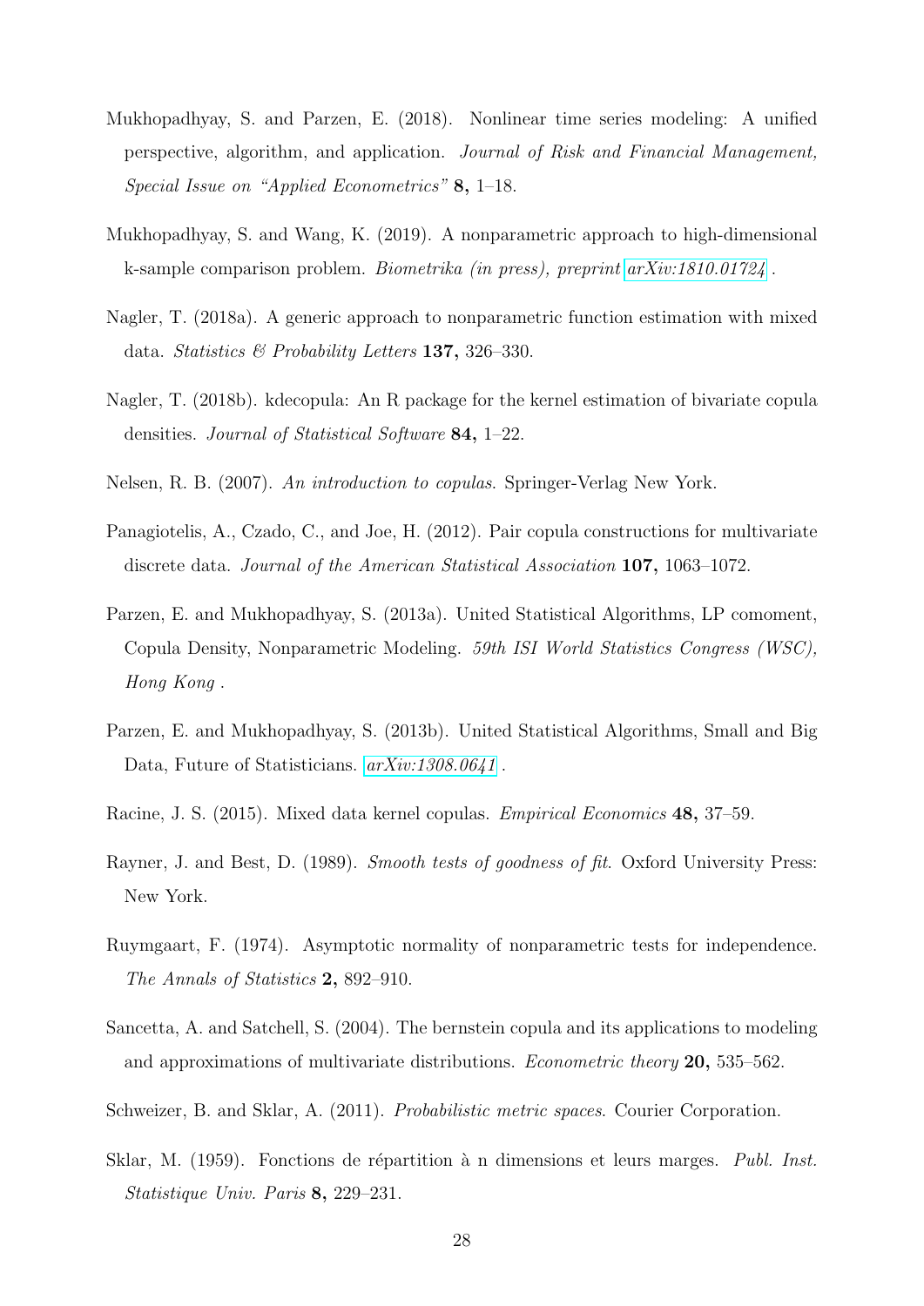Mukhopadhyay, S. and Parzen, E. (2018). Nonlinear time series modeling: A unified perspective, algorithm, and application. *Journal of Risk and Financial Management, Special Issue on "Applied Econometrics"* **8,** 1–18.

Mukhopadhyay, S. and Wang, K. (2019). A nonparametric approach to high-dimensional k-sample comparison problem. *Biometrika (in press), preprint arXiv:1810.01724* .

Nagler, T. (2018a). A generic approach to nonparametric function estimation with mixed data. *Statistics & Probability Letters* **137,** 326–330.

Nagler, T. (2018b). kdecopula: An R package for the kernel estimation of bivariate copula densities. *Journal of Statistical Software* **84,** 1–22.

Nelsen, R. B. (2007). *An introduction to copulas*. Springer-Verlag New York.

Panagiotelis, A., Czado, C., and Joe, H. (2012). Pair copula constructions for multivariate discrete data. *Journal of the American Statistical Association* **107,** 1063–1072.

Parzen, E. and Mukhopadhyay, S. (2013a). United Statistical Algorithms, LP comoment, Copula Density, Nonparametric Modeling. *59th ISI World Statistics Congress (WSC), Hong Kong* .

Parzen, E. and Mukhopadhyay, S. (2013b). United Statistical Algorithms, Small and Big Data, Future of Statisticians. *arXiv:1308.0641* .

Racine, J. S. (2015). Mixed data kernel copulas. *Empirical Economics* **48,** 37–59.

Rayner, J. and Best, D. (1989). *Smooth tests of goodness of fit*. Oxford University Press: New York.

Ruymgaart, F. (1974). Asymptotic normality of nonparametric tests for independence. *The Annals of Statistics* **2,** 892–910.

Sancetta, A. and Satchell, S. (2004). The bernstein copula and its applications to modeling and approximations of multivariate distributions. *Econometric theory* **20,** 535–562.

Schweizer, B. and Sklar, A. (2011). *Probabilistic metric spaces*. Courier Corporation.

Sklar, M. (1959). Fonctions de répartition à n dimensions et leurs marges. *Publ. Inst. Statistique Univ. Paris* **8,** 229–231.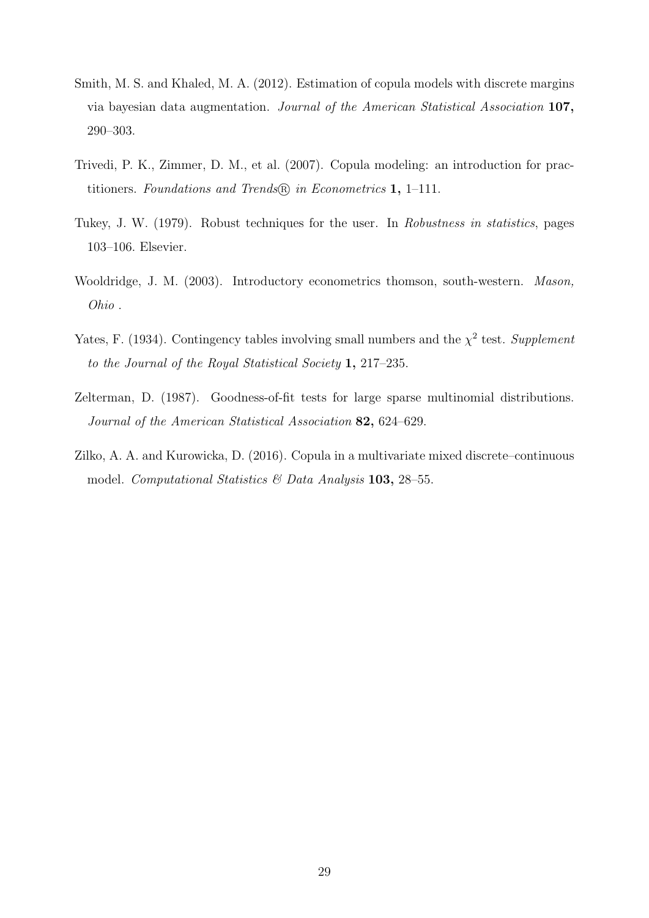Smith, M. S. and Khaled, M. A. (2012). Estimation of copula models with discrete margins via bayesian data augmentation. *Journal of the American Statistical Association* **107,** 290–303.

Trivedi, P. K., Zimmer, D. M., et al. (2007). Copula modeling: an introduction for practitioners. *Foundations and Trends® in Econometrics* **1,** 1–111.

Tukey, J. W. (1979). Robust techniques for the user. In *Robustness in statistics*, pages 103–106. Elsevier.

Wooldridge, J. M. (2003). Introductory econometrics thomson, south-western. *Mason, Ohio* .

Yates, F. (1934). Contingency tables involving small numbers and the $\chi^2$ test. *Supplement to the Journal of the Royal Statistical Society* **1,** 217–235.

Zelterman, D. (1987). Goodness-of-fit tests for large sparse multinomial distributions. *Journal of the American Statistical Association* **82,** 624–629.

Zilko, A. A. and Kurowicka, D. (2016). Copula in a multivariate mixed discrete–continuous model. *Computational Statistics & Data Analysis* **103,** 28–55.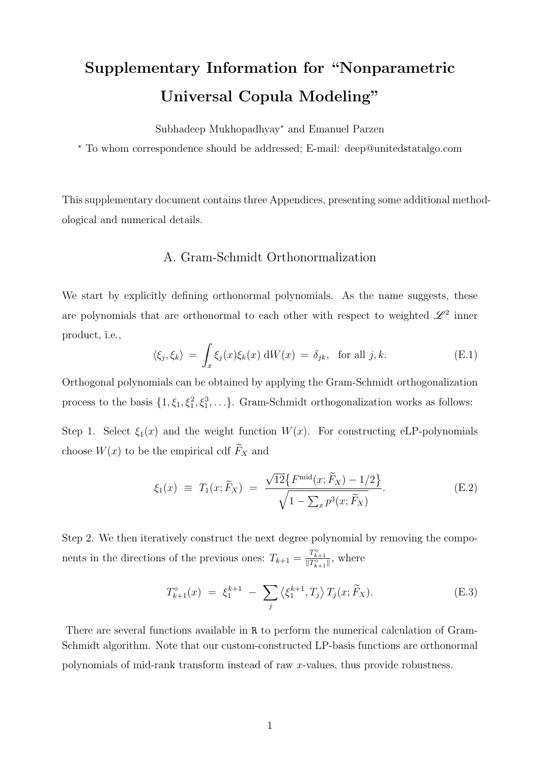# Supplementary Information for "Nonparametric Universal Copula Modeling"

Subhadeep Mukhopadhyay* and Emanuel Parzen

* To whom correspondence should be addressed; E-mail: deep@unitedstatalgo.com

This supplementary document contains three Appendices, presenting some additional methodological and numerical details.

## A. Gram-Schmidt Orthonormalization

We start by explicitly defining orthonormal polynomials. As the name suggests, these are polynomials that are orthonormal to each other with respect to weighted $\mathscr{L}^2$ inner product, i.e.,

$$\langle \xi_j, \xi_k \rangle \;=\; \int_x \xi_j(x)\xi_k(x)\,\mathrm{d}W(x) \;=\; \delta_{jk}, \;\;\text{for all } j,k. \tag{E.1}$$

Orthogonal polynomials can be obtained by applying the Gram-Schmidt orthogonalization process to the basis $\{1, \xi_1, \xi_1^2, \xi_1^3, \ldots\}$. Gram-Schmidt orthogonalization works as follows:

Step 1. Select $\xi_1(x)$ and the weight function $W(x)$. For constructing eLP-polynomials choose $W(x)$ to be the empirical cdf $\widetilde{F}_X$ and

$$\xi_1(x) \;\equiv\; T_1(x;\widetilde{F}_X) \;=\; \frac{\sqrt{12}\big\{F^{\mathrm{mid}}(x;\widetilde{F}_X) - 1/2\big\}}{\sqrt{1 - \sum_x p^3(x;\widetilde{F}_X)}}. \tag{E.2}$$

Step 2. We then iteratively construct the next degree polynomial by removing the components in the directions of the previous ones: $T_{k+1} = \frac{T^{\diamond}_{k+1}}{\|T^{\diamond}_{k+1}\|}$, where

$$T^{\diamond}_{k+1}(x) \;=\; \xi_1^{k+1} \;-\; \sum_j \big\langle \xi_1^{k+1}, T_j \big\rangle\, T_j(x;\widetilde{F}_X). \tag{E.3}$$

There are several functions available in R to perform the numerical calculation of Gram-Schmidt algorithm. Note that our custom-constructed LP-basis functions are orthonormal polynomials of mid-rank transform instead of raw $x$-values, thus provide robustness.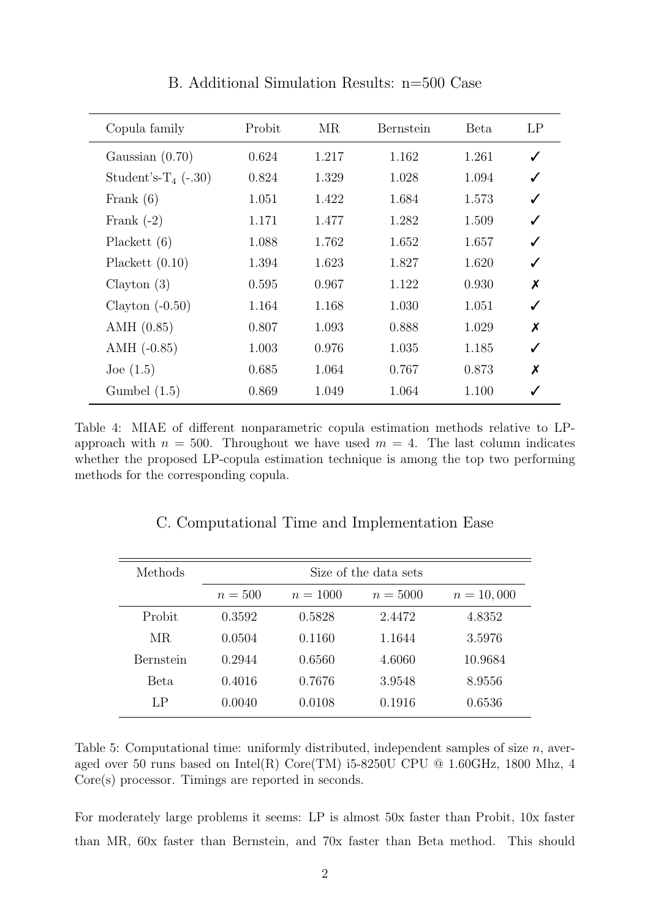## B. Additional Simulation Results: n=500 Case

| Copula family | Probit | MR | Bernstein | Beta | LP |
|---|---|---|---|---|---|
| Gaussian (0.70) | 0.624 | 1.217 | 1.162 | 1.261 | ✓ |
| Student's-$T_4$ (-.30) | 0.824 | 1.329 | 1.028 | 1.094 | ✓ |
| Frank (6) | 1.051 | 1.422 | 1.684 | 1.573 | ✓ |
| Frank (-2) | 1.171 | 1.477 | 1.282 | 1.509 | ✓ |
| Plackett (6) | 1.088 | 1.762 | 1.652 | 1.657 | ✓ |
| Plackett (0.10) | 1.394 | 1.623 | 1.827 | 1.620 | ✓ |
| Clayton (3) | 0.595 | 0.967 | 1.122 | 0.930 | ✗ |
| Clayton (-0.50) | 1.164 | 1.168 | 1.030 | 1.051 | ✓ |
| AMH (0.85) | 0.807 | 1.093 | 0.888 | 1.029 | ✗ |
| AMH (-0.85) | 1.003 | 0.976 | 1.035 | 1.185 | ✓ |
| Joe (1.5) | 0.685 | 1.064 | 0.767 | 0.873 | ✗ |
| Gumbel (1.5) | 0.869 | 1.049 | 1.064 | 1.100 | ✓ |

Table 4: MIAE of different nonparametric copula estimation methods relative to LP-approach with $n = 500$. Throughout we have used $m = 4$. The last column indicates whether the proposed LP-copula estimation technique is among the top two performing methods for the corresponding copula.

## C. Computational Time and Implementation Ease

| Methods | Size of the data sets | | | |
|---|---|---|---|---|
| | $n = 500$ | $n = 1000$ | $n = 5000$ | $n = 10,000$ |
| Probit | 0.3592 | 0.5828 | 2.4472 | 4.8352 |
| MR | 0.0504 | 0.1160 | 1.1644 | 3.5976 |
| Bernstein | 0.2944 | 0.6560 | 4.6060 | 10.9684 |
| Beta | 0.4016 | 0.7676 | 3.9548 | 8.9556 |
| LP | 0.0040 | 0.0108 | 0.1916 | 0.6536 |

Table 5: Computational time: uniformly distributed, independent samples of size $n$, averaged over 50 runs based on Intel(R) Core(TM) i5-8250U CPU @ 1.60GHz, 1800 Mhz, 4 Core(s) processor. Timings are reported in seconds.

For moderately large problems it seems: LP is almost 50x faster than Probit, 10x faster than MR, 60x faster than Bernstein, and 70x faster than Beta method. This should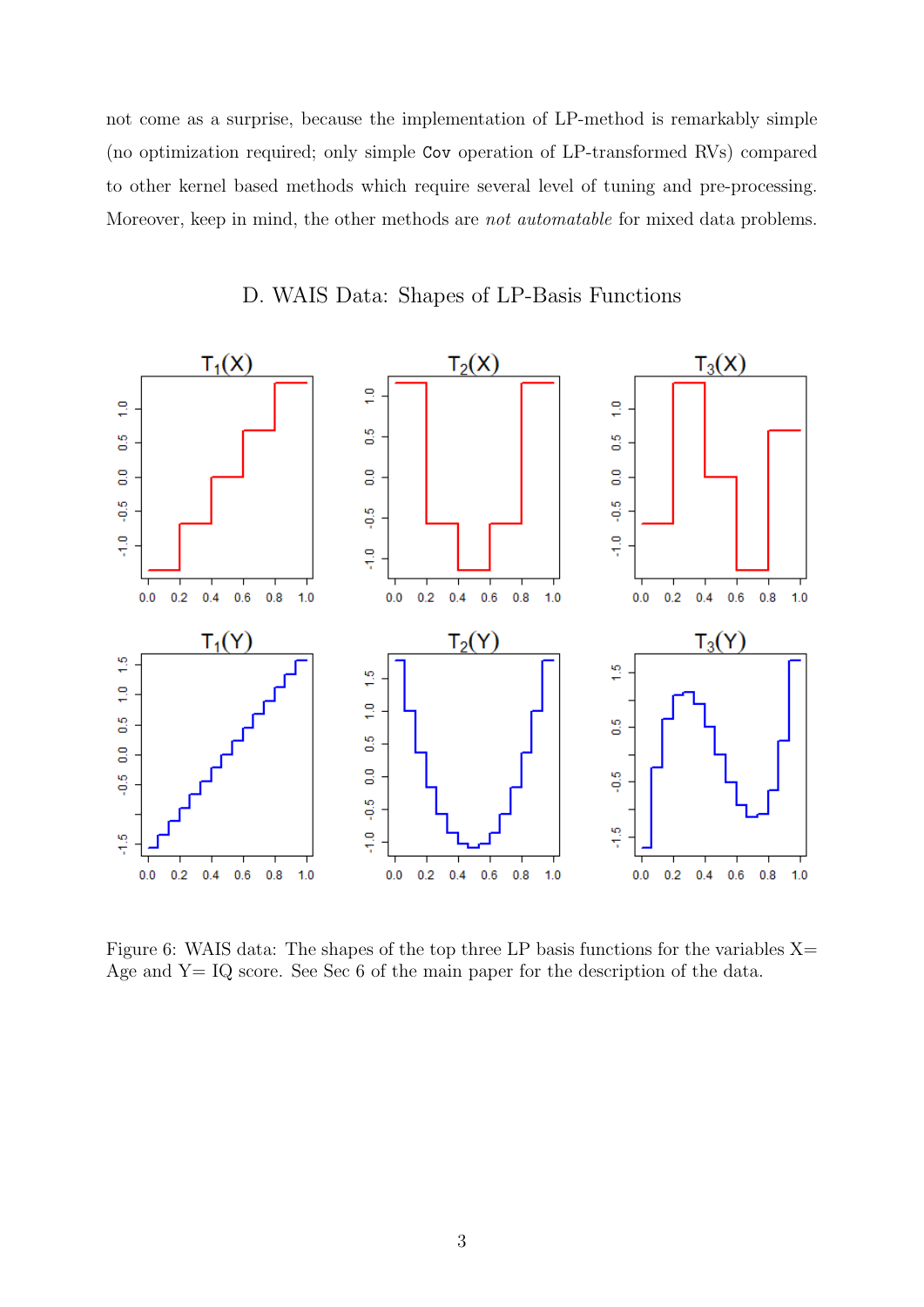not come as a surprise, because the implementation of LP-method is remarkably simple (no optimization required; only simple `Cov` operation of LP-transformed RVs) compared to other kernel based methods which require several level of tuning and pre-processing. Moreover, keep in mind, the other methods are *not automatable* for mixed data problems.

## D. WAIS Data: Shapes of LP-Basis Functions

$T_1(X)$

1.0
0.5
0.0
-0.5
-1.0

0.0 0.2 0.4 0.6 0.8 1.0

$T_2(X)$

1.0
0.5
0.0
-0.5
-1.0

0.0 0.2 0.4 0.6 0.8 1.0

$T_3(X)$

1.0
0.5
0.0
-0.5
-1.0

0.0 0.2 0.4 0.6 0.8 1.0

$T_1(Y)$

1.5
1.0
0.5
0.0
-0.5
-1.5

0.0 0.2 0.4 0.6 0.8 1.0

$T_2(Y)$

1.5
1.0
0.5
0.0
-0.5
-1.0

0.0 0.2 0.4 0.6 0.8 1.0

$T_3(Y)$

1.5
0.5
-0.5
-1.5

0.0 0.2 0.4 0.6 0.8 1.0

Figure 6: WAIS data: The shapes of the top three LP basis functions for the variables X= Age and Y= IQ score. See Sec 6 of the main paper for the description of the data.